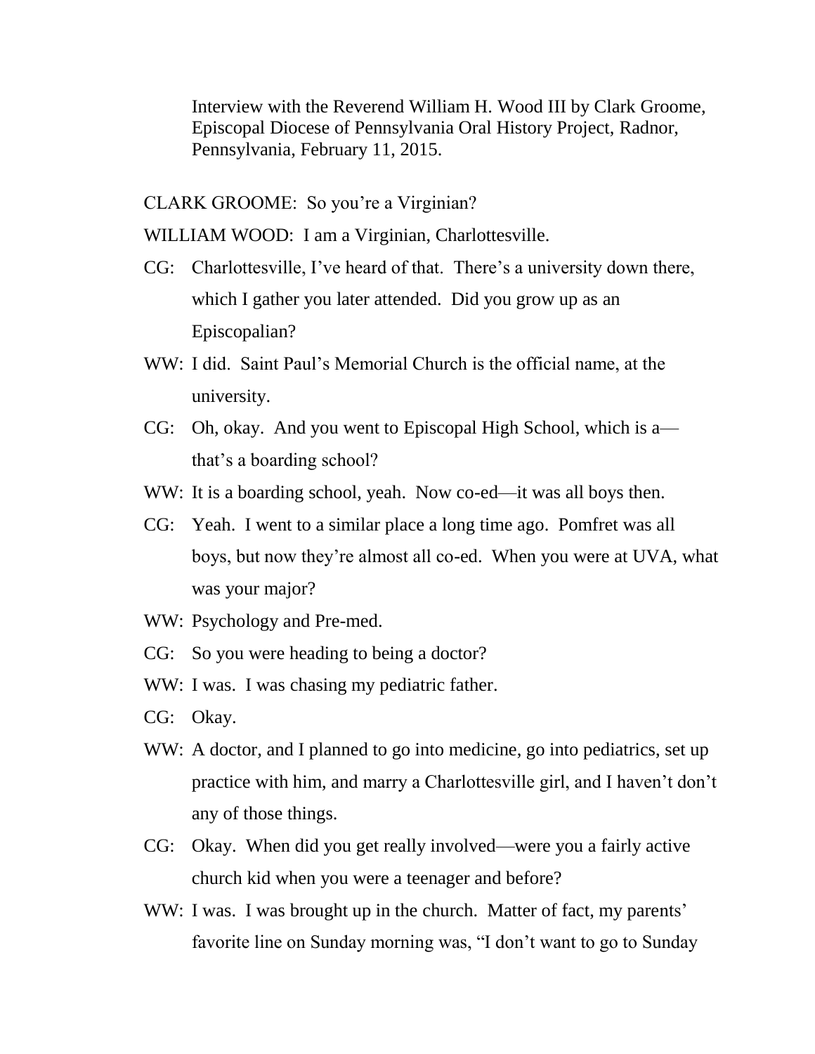Interview with the Reverend William H. Wood III by Clark Groome, Episcopal Diocese of Pennsylvania Oral History Project, Radnor, Pennsylvania, February 11, 2015.

CLARK GROOME: So you're a Virginian?

WILLIAM WOOD: I am a Virginian, Charlottesville.

CG: Charlottesville, I've heard of that. There's a university down there, which I gather you later attended. Did you grow up as an Episcopalian?

WW: I did. Saint Paul's Memorial Church is the official name, at the university.

CG: Oh, okay. And you went to Episcopal High School, which is a—that's a boarding school?

WW: It is a boarding school, yeah. Now co-ed—it was all boys then.

CG: Yeah. I went to a similar place a long time ago. Pomfret was all boys, but now they're almost all co-ed. When you were at UVA, what was your major?

WW: Psychology and Pre-med.

CG: So you were heading to being a doctor?

WW: I was. I was chasing my pediatric father.

CG: Okay.

WW: A doctor, and I planned to go into medicine, go into pediatrics, set up practice with him, and marry a Charlottesville girl, and I haven't don't any of those things.

CG: Okay. When did you get really involved—were you a fairly active church kid when you were a teenager and before?

WW: I was. I was brought up in the church. Matter of fact, my parents' favorite line on Sunday morning was, "I don't want to go to Sunday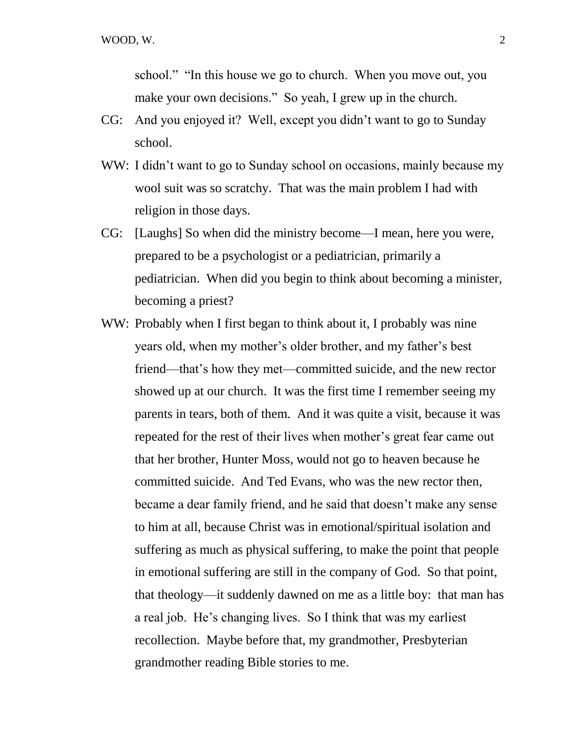school." "In this house we go to church. When you move out, you make your own decisions." So yeah, I grew up in the church.

CG: And you enjoyed it? Well, except you didn't want to go to Sunday school.

WW: I didn't want to go to Sunday school on occasions, mainly because my wool suit was so scratchy. That was the main problem I had with religion in those days.

CG: [Laughs] So when did the ministry become—I mean, here you were, prepared to be a psychologist or a pediatrician, primarily a pediatrician. When did you begin to think about becoming a minister, becoming a priest?

WW: Probably when I first began to think about it, I probably was nine years old, when my mother's older brother, and my father's best friend—that's how they met—committed suicide, and the new rector showed up at our church. It was the first time I remember seeing my parents in tears, both of them. And it was quite a visit, because it was repeated for the rest of their lives when mother's great fear came out that her brother, Hunter Moss, would not go to heaven because he committed suicide. And Ted Evans, who was the new rector then, became a dear family friend, and he said that doesn't make any sense to him at all, because Christ was in emotional/spiritual isolation and suffering as much as physical suffering, to make the point that people in emotional suffering are still in the company of God. So that point, that theology—it suddenly dawned on me as a little boy: that man has a real job. He's changing lives. So I think that was my earliest recollection. Maybe before that, my grandmother, Presbyterian grandmother reading Bible stories to me.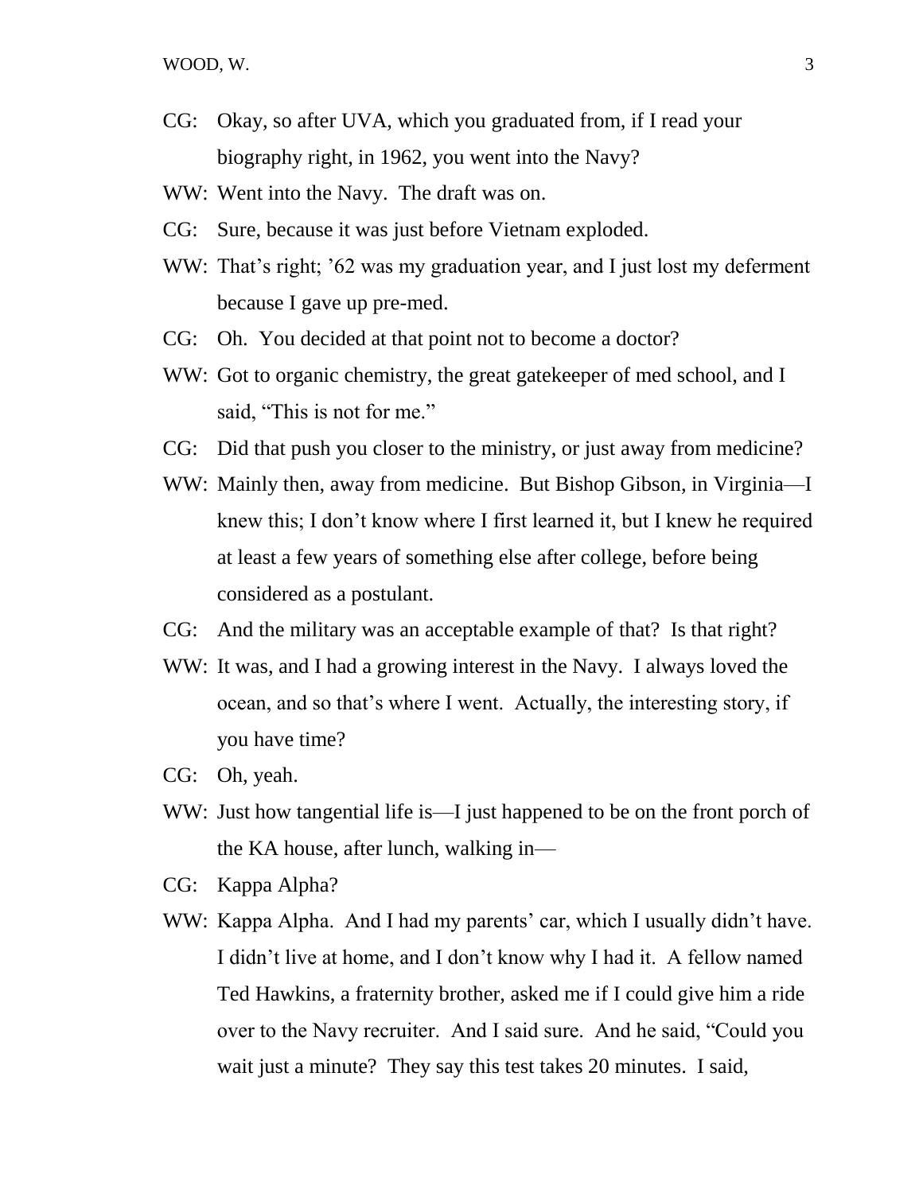CG: Okay, so after UVA, which you graduated from, if I read your biography right, in 1962, you went into the Navy?

WW: Went into the Navy. The draft was on.

CG: Sure, because it was just before Vietnam exploded.

WW: That's right; '62 was my graduation year, and I just lost my deferment because I gave up pre-med.

CG: Oh. You decided at that point not to become a doctor?

WW: Got to organic chemistry, the great gatekeeper of med school, and I said, "This is not for me."

CG: Did that push you closer to the ministry, or just away from medicine?

WW: Mainly then, away from medicine. But Bishop Gibson, in Virginia—I knew this; I don't know where I first learned it, but I knew he required at least a few years of something else after college, before being considered as a postulant.

CG: And the military was an acceptable example of that? Is that right?

WW: It was, and I had a growing interest in the Navy. I always loved the ocean, and so that's where I went. Actually, the interesting story, if you have time?

CG: Oh, yeah.

WW: Just how tangential life is—I just happened to be on the front porch of the KA house, after lunch, walking in—

CG: Kappa Alpha?

WW: Kappa Alpha. And I had my parents' car, which I usually didn't have. I didn't live at home, and I don't know why I had it. A fellow named Ted Hawkins, a fraternity brother, asked me if I could give him a ride over to the Navy recruiter. And I said sure. And he said, "Could you wait just a minute? They say this test takes 20 minutes. I said,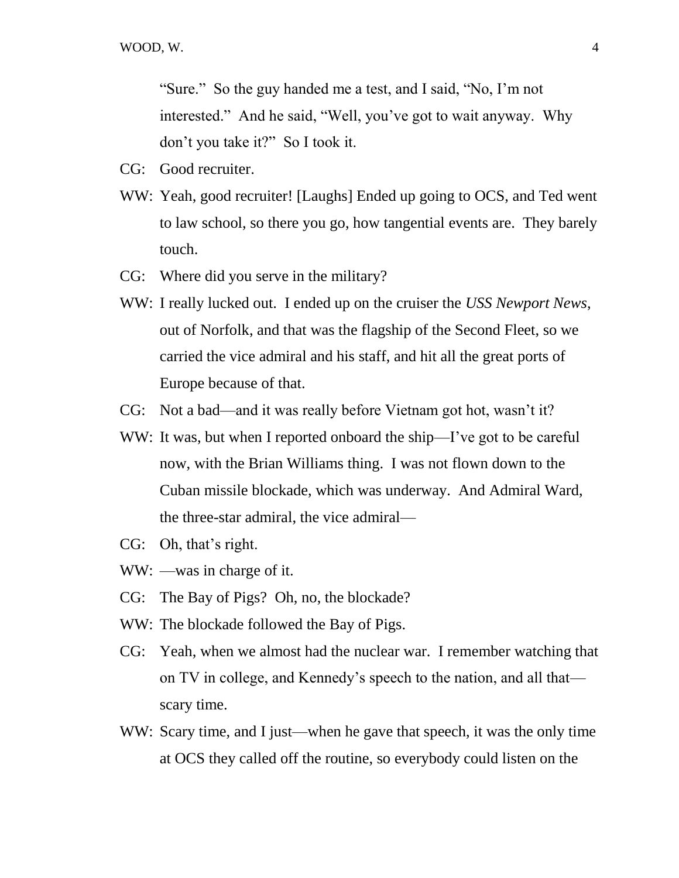"Sure." So the guy handed me a test, and I said, "No, I'm not interested." And he said, "Well, you've got to wait anyway. Why don't you take it?" So I took it.

CG: Good recruiter.

WW: Yeah, good recruiter! [Laughs] Ended up going to OCS, and Ted went to law school, so there you go, how tangential events are. They barely touch.

CG: Where did you serve in the military?

WW: I really lucked out. I ended up on the cruiser the *USS Newport News*, out of Norfolk, and that was the flagship of the Second Fleet, so we carried the vice admiral and his staff, and hit all the great ports of Europe because of that.

CG: Not a bad—and it was really before Vietnam got hot, wasn't it?

WW: It was, but when I reported onboard the ship—I've got to be careful now, with the Brian Williams thing. I was not flown down to the Cuban missile blockade, which was underway. And Admiral Ward, the three-star admiral, the vice admiral—

CG: Oh, that's right.

WW: —was in charge of it.

CG: The Bay of Pigs? Oh, no, the blockade?

WW: The blockade followed the Bay of Pigs.

CG: Yeah, when we almost had the nuclear war. I remember watching that on TV in college, and Kennedy's speech to the nation, and all that—scary time.

WW: Scary time, and I just—when he gave that speech, it was the only time at OCS they called off the routine, so everybody could listen on the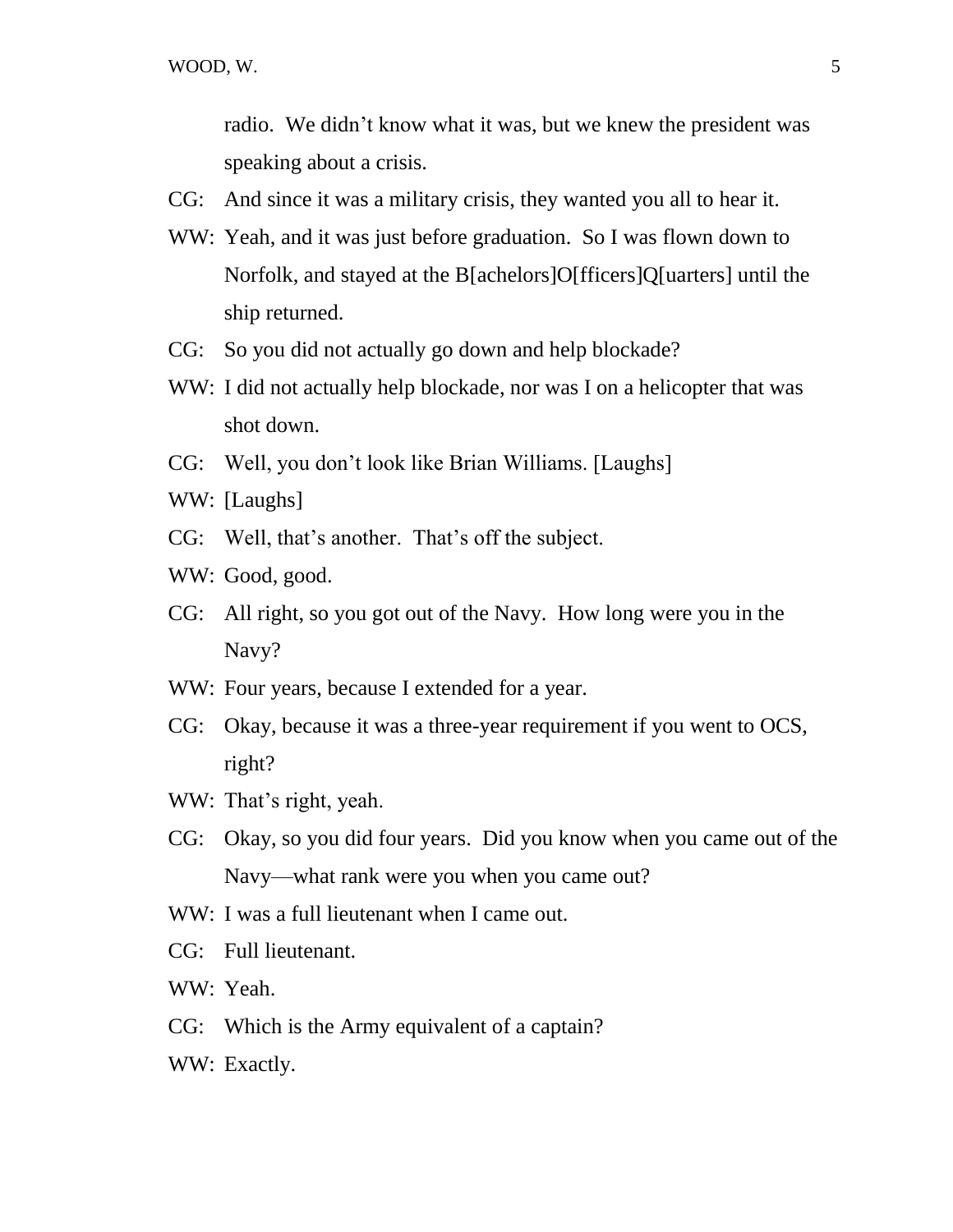radio. We didn't know what it was, but we knew the president was speaking about a crisis.

CG: And since it was a military crisis, they wanted you all to hear it.

WW: Yeah, and it was just before graduation. So I was flown down to Norfolk, and stayed at the B[achelors]O[fficers]Q[uarters] until the ship returned.

CG: So you did not actually go down and help blockade?

WW: I did not actually help blockade, nor was I on a helicopter that was shot down.

CG: Well, you don't look like Brian Williams. [Laughs]

WW: [Laughs]

CG: Well, that's another. That's off the subject.

WW: Good, good.

CG: All right, so you got out of the Navy. How long were you in the Navy?

WW: Four years, because I extended for a year.

CG: Okay, because it was a three-year requirement if you went to OCS, right?

WW: That's right, yeah.

CG: Okay, so you did four years. Did you know when you came out of the Navy—what rank were you when you came out?

WW: I was a full lieutenant when I came out.

CG: Full lieutenant.

WW: Yeah.

CG: Which is the Army equivalent of a captain?

WW: Exactly.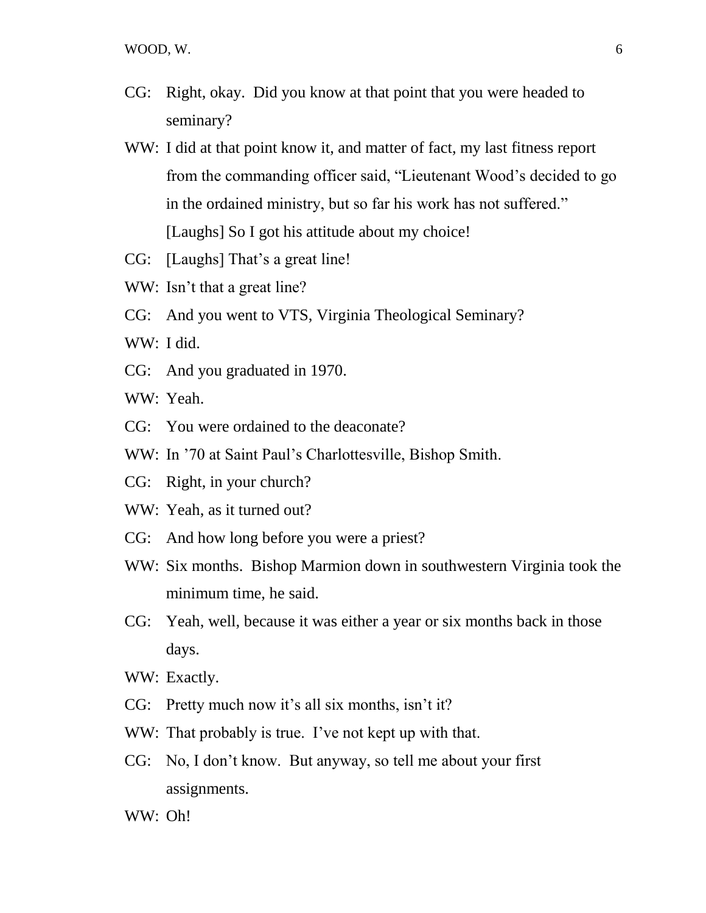CG: Right, okay. Did you know at that point that you were headed to seminary?

WW: I did at that point know it, and matter of fact, my last fitness report from the commanding officer said, “Lieutenant Wood’s decided to go in the ordained ministry, but so far his work has not suffered.” [Laughs] So I got his attitude about my choice!

CG: [Laughs] That’s a great line!

WW: Isn’t that a great line?

CG: And you went to VTS, Virginia Theological Seminary?

WW: I did.

CG: And you graduated in 1970.

WW: Yeah.

CG: You were ordained to the deaconate?

WW: In ’70 at Saint Paul’s Charlottesville, Bishop Smith.

CG: Right, in your church?

WW: Yeah, as it turned out?

CG: And how long before you were a priest?

WW: Six months. Bishop Marmion down in southwestern Virginia took the minimum time, he said.

CG: Yeah, well, because it was either a year or six months back in those days.

WW: Exactly.

CG: Pretty much now it’s all six months, isn’t it?

WW: That probably is true. I’ve not kept up with that.

CG: No, I don’t know. But anyway, so tell me about your first assignments.

WW: Oh!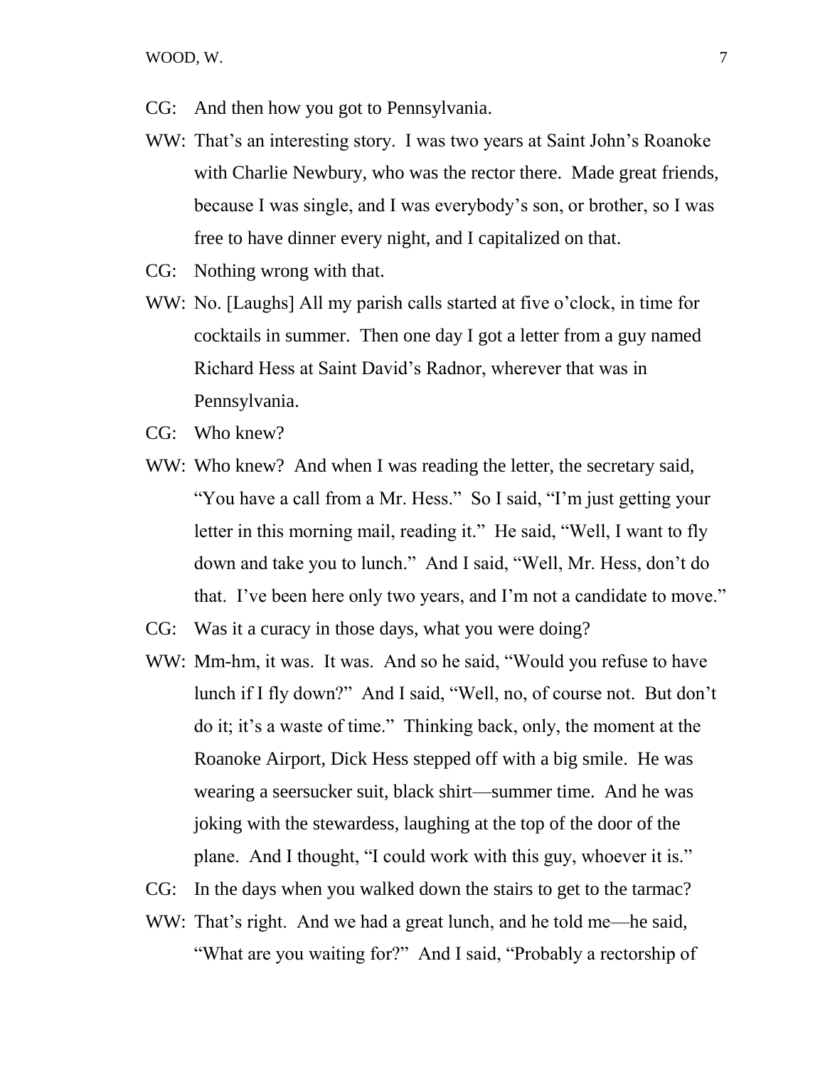CG: And then how you got to Pennsylvania.

WW: That's an interesting story. I was two years at Saint John's Roanoke with Charlie Newbury, who was the rector there. Made great friends, because I was single, and I was everybody's son, or brother, so I was free to have dinner every night, and I capitalized on that.

CG: Nothing wrong with that.

WW: No. [Laughs] All my parish calls started at five o'clock, in time for cocktails in summer. Then one day I got a letter from a guy named Richard Hess at Saint David's Radnor, wherever that was in Pennsylvania.

CG: Who knew?

WW: Who knew? And when I was reading the letter, the secretary said, "You have a call from a Mr. Hess." So I said, "I'm just getting your letter in this morning mail, reading it." He said, "Well, I want to fly down and take you to lunch." And I said, "Well, Mr. Hess, don't do that. I've been here only two years, and I'm not a candidate to move."

CG: Was it a curacy in those days, what you were doing?

WW: Mm-hm, it was. It was. And so he said, "Would you refuse to have lunch if I fly down?" And I said, "Well, no, of course not. But don't do it; it's a waste of time." Thinking back, only, the moment at the Roanoke Airport, Dick Hess stepped off with a big smile. He was wearing a seersucker suit, black shirt—summer time. And he was joking with the stewardess, laughing at the top of the door of the plane. And I thought, "I could work with this guy, whoever it is."

CG: In the days when you walked down the stairs to get to the tarmac?

WW: That's right. And we had a great lunch, and he told me—he said, "What are you waiting for?" And I said, "Probably a rectorship of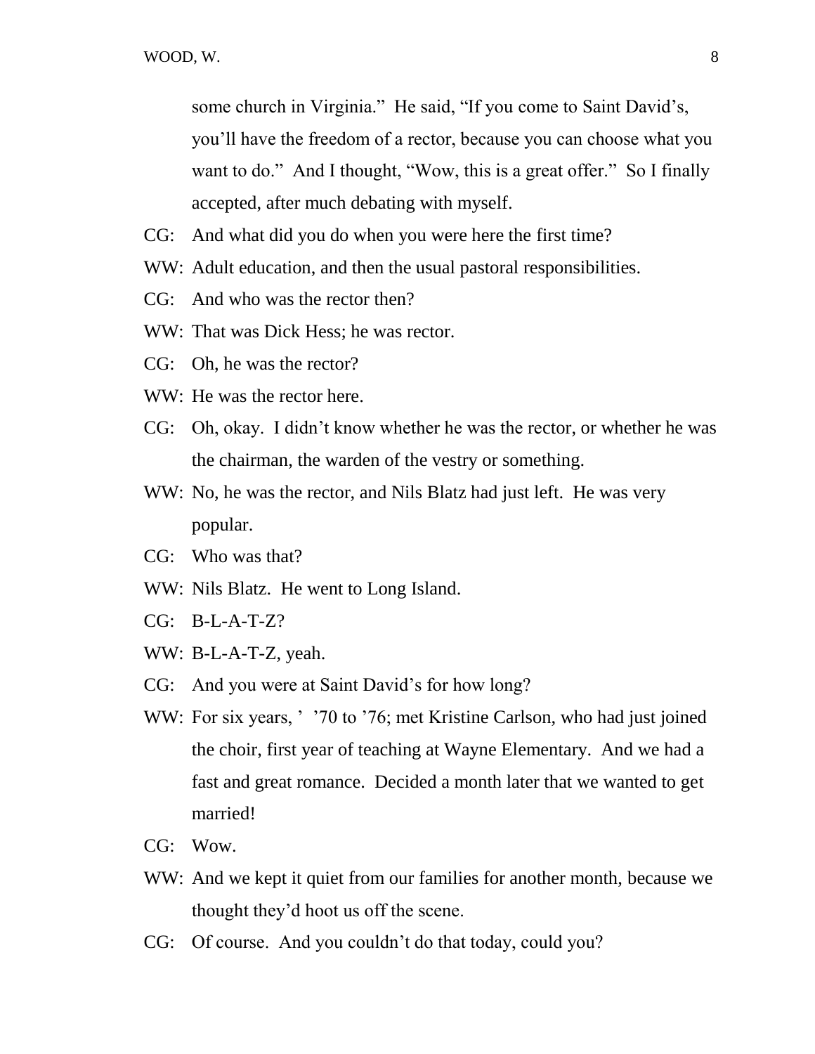some church in Virginia." He said, "If you come to Saint David's, you'll have the freedom of a rector, because you can choose what you want to do." And I thought, "Wow, this is a great offer." So I finally accepted, after much debating with myself.

CG: And what did you do when you were here the first time?

WW: Adult education, and then the usual pastoral responsibilities.

CG: And who was the rector then?

WW: That was Dick Hess; he was rector.

CG: Oh, he was the rector?

WW: He was the rector here.

CG: Oh, okay. I didn't know whether he was the rector, or whether he was the chairman, the warden of the vestry or something.

WW: No, he was the rector, and Nils Blatz had just left. He was very popular.

CG: Who was that?

WW: Nils Blatz. He went to Long Island.

CG: B-L-A-T-Z?

WW: B-L-A-T-Z, yeah.

CG: And you were at Saint David's for how long?

WW: For six years, ' '70 to '76; met Kristine Carlson, who had just joined the choir, first year of teaching at Wayne Elementary. And we had a fast and great romance. Decided a month later that we wanted to get married!

CG: Wow.

WW: And we kept it quiet from our families for another month, because we thought they'd hoot us off the scene.

CG: Of course. And you couldn't do that today, could you?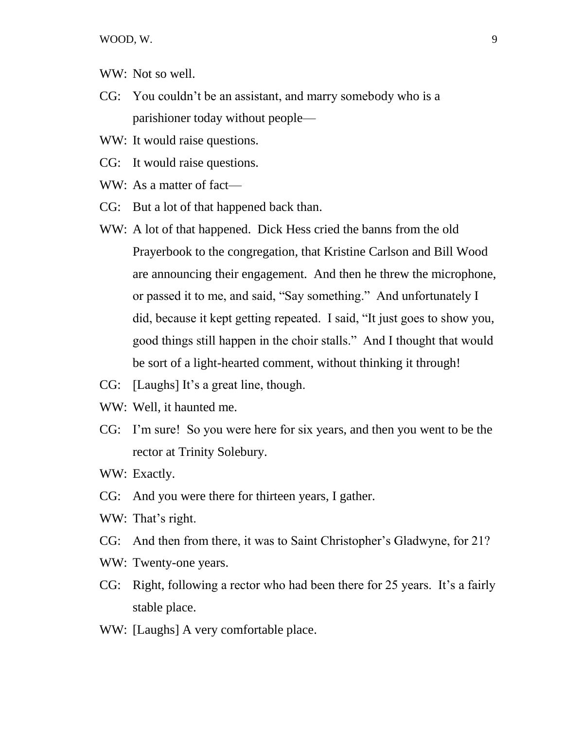WW: Not so well.

CG: You couldn't be an assistant, and marry somebody who is a parishioner today without people—

WW: It would raise questions.

CG: It would raise questions.

WW: As a matter of fact—

CG: But a lot of that happened back than.

WW: A lot of that happened. Dick Hess cried the banns from the old Prayerbook to the congregation, that Kristine Carlson and Bill Wood are announcing their engagement. And then he threw the microphone, or passed it to me, and said, "Say something." And unfortunately I did, because it kept getting repeated. I said, "It just goes to show you, good things still happen in the choir stalls." And I thought that would be sort of a light-hearted comment, without thinking it through!

CG: [Laughs] It's a great line, though.

WW: Well, it haunted me.

CG: I'm sure! So you were here for six years, and then you went to be the rector at Trinity Solebury.

WW: Exactly.

CG: And you were there for thirteen years, I gather.

WW: That's right.

CG: And then from there, it was to Saint Christopher's Gladwyne, for 21?

WW: Twenty-one years.

CG: Right, following a rector who had been there for 25 years. It's a fairly stable place.

WW: [Laughs] A very comfortable place.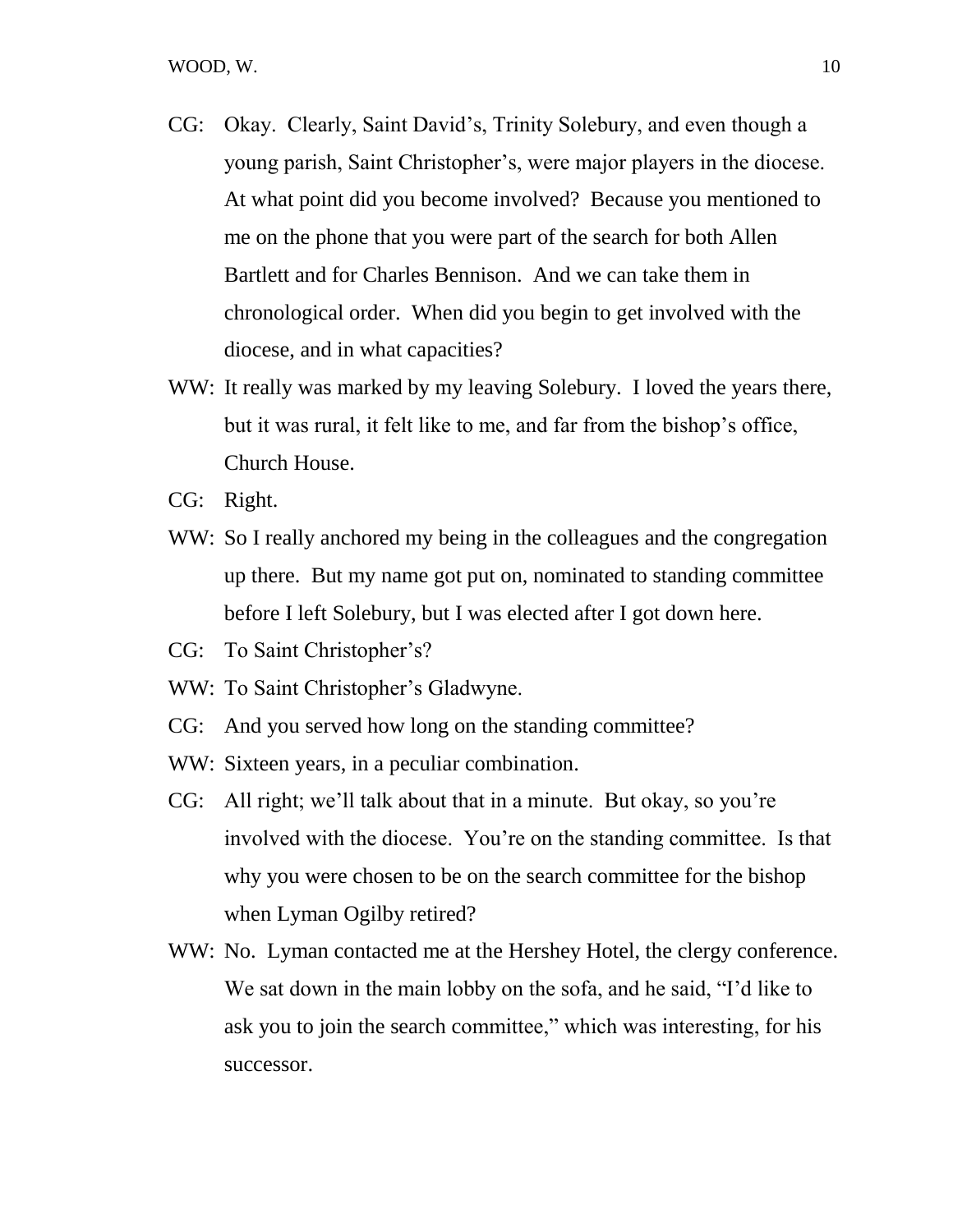CG: Okay. Clearly, Saint David's, Trinity Solebury, and even though a young parish, Saint Christopher's, were major players in the diocese. At what point did you become involved? Because you mentioned to me on the phone that you were part of the search for both Allen Bartlett and for Charles Bennison. And we can take them in chronological order. When did you begin to get involved with the diocese, and in what capacities?

WW: It really was marked by my leaving Solebury. I loved the years there, but it was rural, it felt like to me, and far from the bishop's office, Church House.

CG: Right.

WW: So I really anchored my being in the colleagues and the congregation up there. But my name got put on, nominated to standing committee before I left Solebury, but I was elected after I got down here.

CG: To Saint Christopher's?

WW: To Saint Christopher's Gladwyne.

CG: And you served how long on the standing committee?

WW: Sixteen years, in a peculiar combination.

CG: All right; we'll talk about that in a minute. But okay, so you're involved with the diocese. You're on the standing committee. Is that why you were chosen to be on the search committee for the bishop when Lyman Ogilby retired?

WW: No. Lyman contacted me at the Hershey Hotel, the clergy conference. We sat down in the main lobby on the sofa, and he said, "I'd like to ask you to join the search committee," which was interesting, for his successor.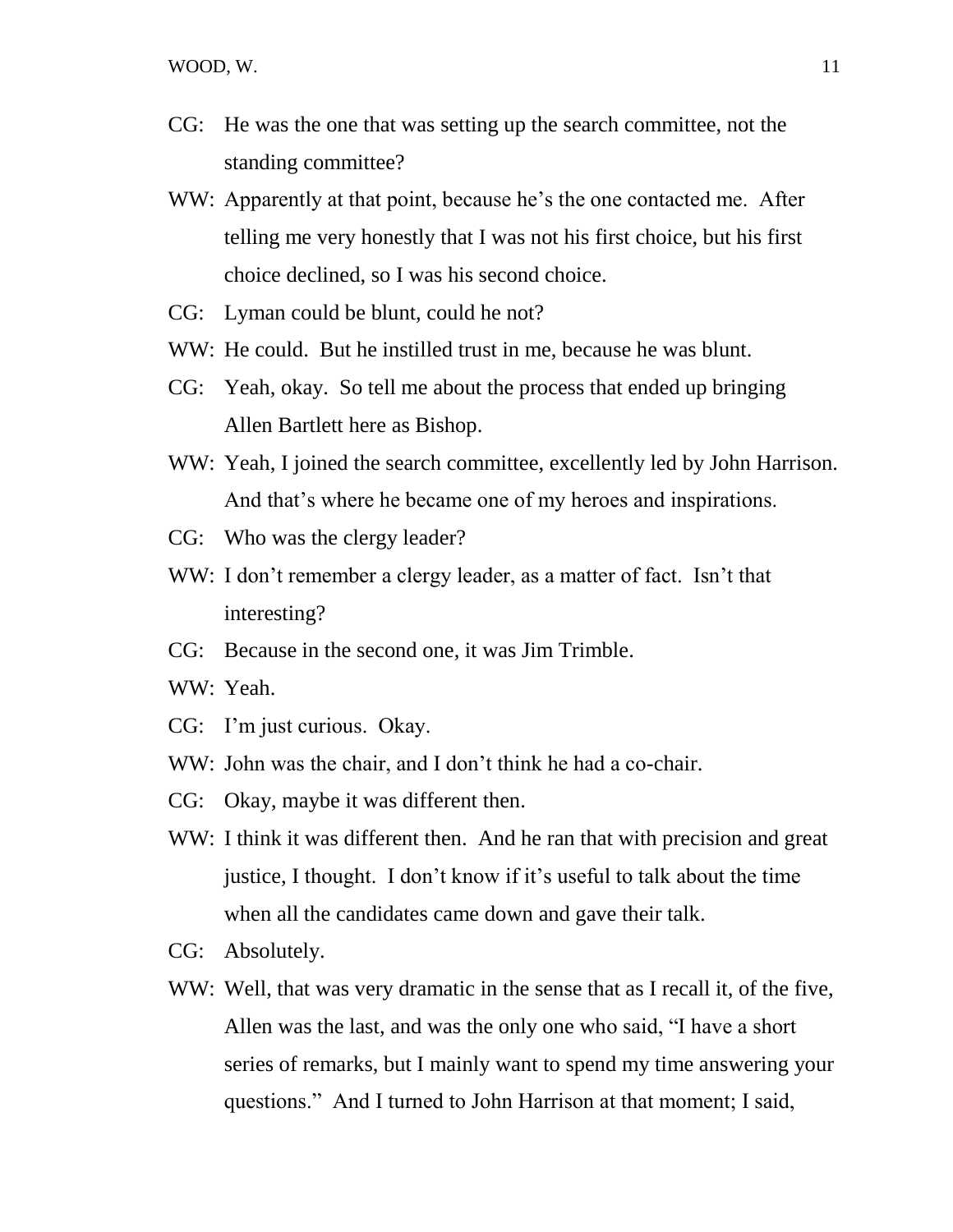CG: He was the one that was setting up the search committee, not the standing committee?

WW: Apparently at that point, because he's the one contacted me. After telling me very honestly that I was not his first choice, but his first choice declined, so I was his second choice.

CG: Lyman could be blunt, could he not?

WW: He could. But he instilled trust in me, because he was blunt.

CG: Yeah, okay. So tell me about the process that ended up bringing Allen Bartlett here as Bishop.

WW: Yeah, I joined the search committee, excellently led by John Harrison. And that's where he became one of my heroes and inspirations.

CG: Who was the clergy leader?

WW: I don't remember a clergy leader, as a matter of fact. Isn't that interesting?

CG: Because in the second one, it was Jim Trimble.

WW: Yeah.

CG: I'm just curious. Okay.

WW: John was the chair, and I don't think he had a co-chair.

CG: Okay, maybe it was different then.

WW: I think it was different then. And he ran that with precision and great justice, I thought. I don't know if it's useful to talk about the time when all the candidates came down and gave their talk.

CG: Absolutely.

WW: Well, that was very dramatic in the sense that as I recall it, of the five, Allen was the last, and was the only one who said, "I have a short series of remarks, but I mainly want to spend my time answering your questions." And I turned to John Harrison at that moment; I said,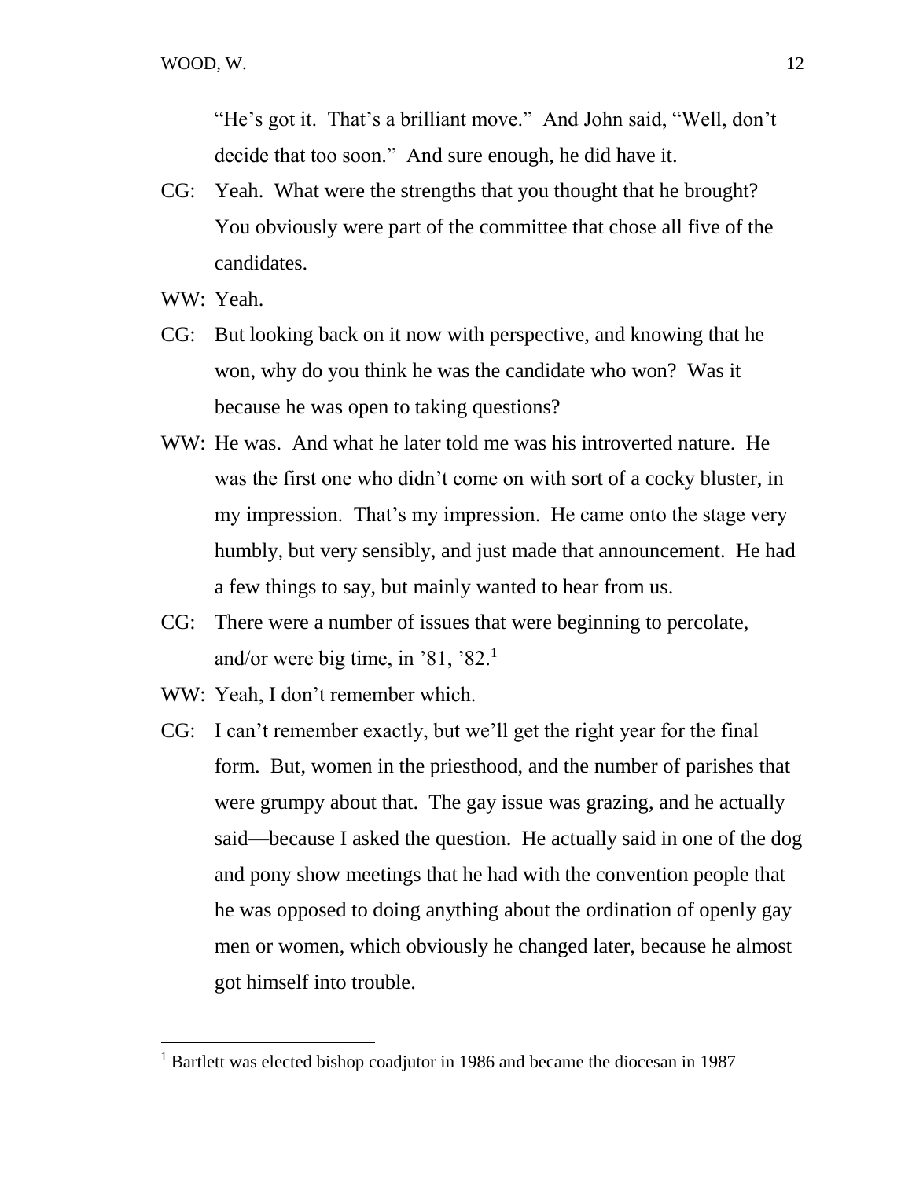"He's got it.  That's a brilliant move."  And John said, "Well, don't decide that too soon."  And sure enough, he did have it.

CG: Yeah.  What were the strengths that you thought that he brought? You obviously were part of the committee that chose all five of the candidates.

WW: Yeah.

CG: But looking back on it now with perspective, and knowing that he won, why do you think he was the candidate who won?  Was it because he was open to taking questions?

WW: He was.  And what he later told me was his introverted nature.  He was the first one who didn't come on with sort of a cocky bluster, in my impression.  That's my impression.  He came onto the stage very humbly, but very sensibly, and just made that announcement.  He had a few things to say, but mainly wanted to hear from us.

CG: There were a number of issues that were beginning to percolate, and/or were big time, in '81, '82.[1]

WW: Yeah, I don't remember which.

CG: I can't remember exactly, but we'll get the right year for the final form.  But, women in the priesthood, and the number of parishes that were grumpy about that.  The gay issue was grazing, and he actually said—because I asked the question.  He actually said in one of the dog and pony show meetings that he had with the convention people that he was opposed to doing anything about the ordination of openly gay men or women, which obviously he changed later, because he almost got himself into trouble.

---

[1] Bartlett was elected bishop coadjutor in 1986 and became the diocesan in 1987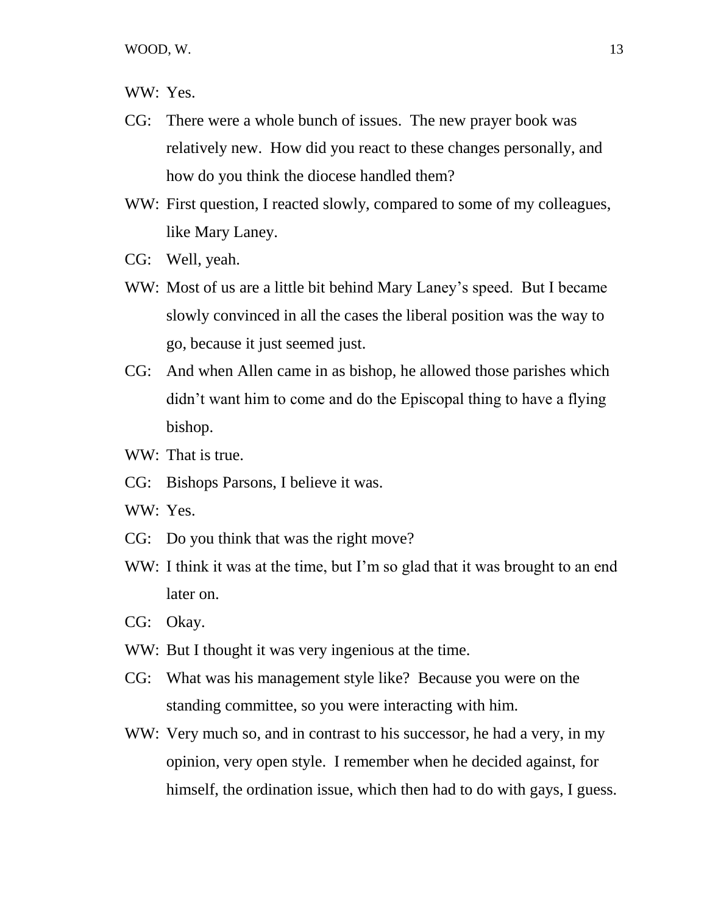WW: Yes.

CG: There were a whole bunch of issues. The new prayer book was relatively new. How did you react to these changes personally, and how do you think the diocese handled them?

WW: First question, I reacted slowly, compared to some of my colleagues, like Mary Laney.

CG: Well, yeah.

WW: Most of us are a little bit behind Mary Laney's speed. But I became slowly convinced in all the cases the liberal position was the way to go, because it just seemed just.

CG: And when Allen came in as bishop, he allowed those parishes which didn't want him to come and do the Episcopal thing to have a flying bishop.

WW: That is true.

CG: Bishops Parsons, I believe it was.

WW: Yes.

CG: Do you think that was the right move?

WW: I think it was at the time, but I'm so glad that it was brought to an end later on.

CG: Okay.

WW: But I thought it was very ingenious at the time.

CG: What was his management style like? Because you were on the standing committee, so you were interacting with him.

WW: Very much so, and in contrast to his successor, he had a very, in my opinion, very open style. I remember when he decided against, for himself, the ordination issue, which then had to do with gays, I guess.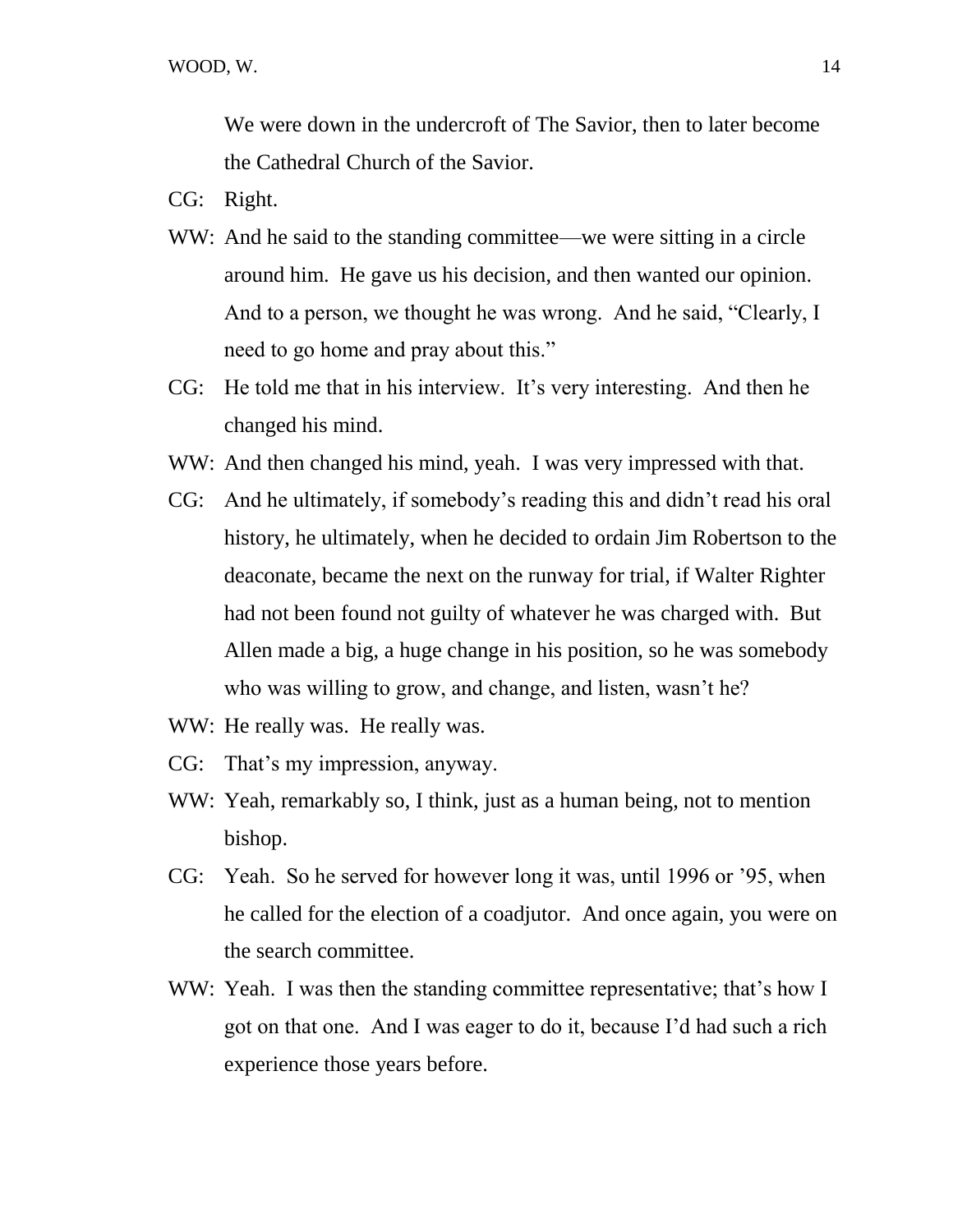We were down in the undercroft of The Savior, then to later become the Cathedral Church of the Savior.

CG: Right.

WW: And he said to the standing committee—we were sitting in a circle around him. He gave us his decision, and then wanted our opinion. And to a person, we thought he was wrong. And he said, "Clearly, I need to go home and pray about this."

CG: He told me that in his interview. It's very interesting. And then he changed his mind.

WW: And then changed his mind, yeah. I was very impressed with that.

CG: And he ultimately, if somebody's reading this and didn't read his oral history, he ultimately, when he decided to ordain Jim Robertson to the deaconate, became the next on the runway for trial, if Walter Righter had not been found not guilty of whatever he was charged with. But Allen made a big, a huge change in his position, so he was somebody who was willing to grow, and change, and listen, wasn't he?

WW: He really was. He really was.

CG: That's my impression, anyway.

WW: Yeah, remarkably so, I think, just as a human being, not to mention bishop.

CG: Yeah. So he served for however long it was, until 1996 or '95, when he called for the election of a coadjutor. And once again, you were on the search committee.

WW: Yeah. I was then the standing committee representative; that's how I got on that one. And I was eager to do it, because I'd had such a rich experience those years before.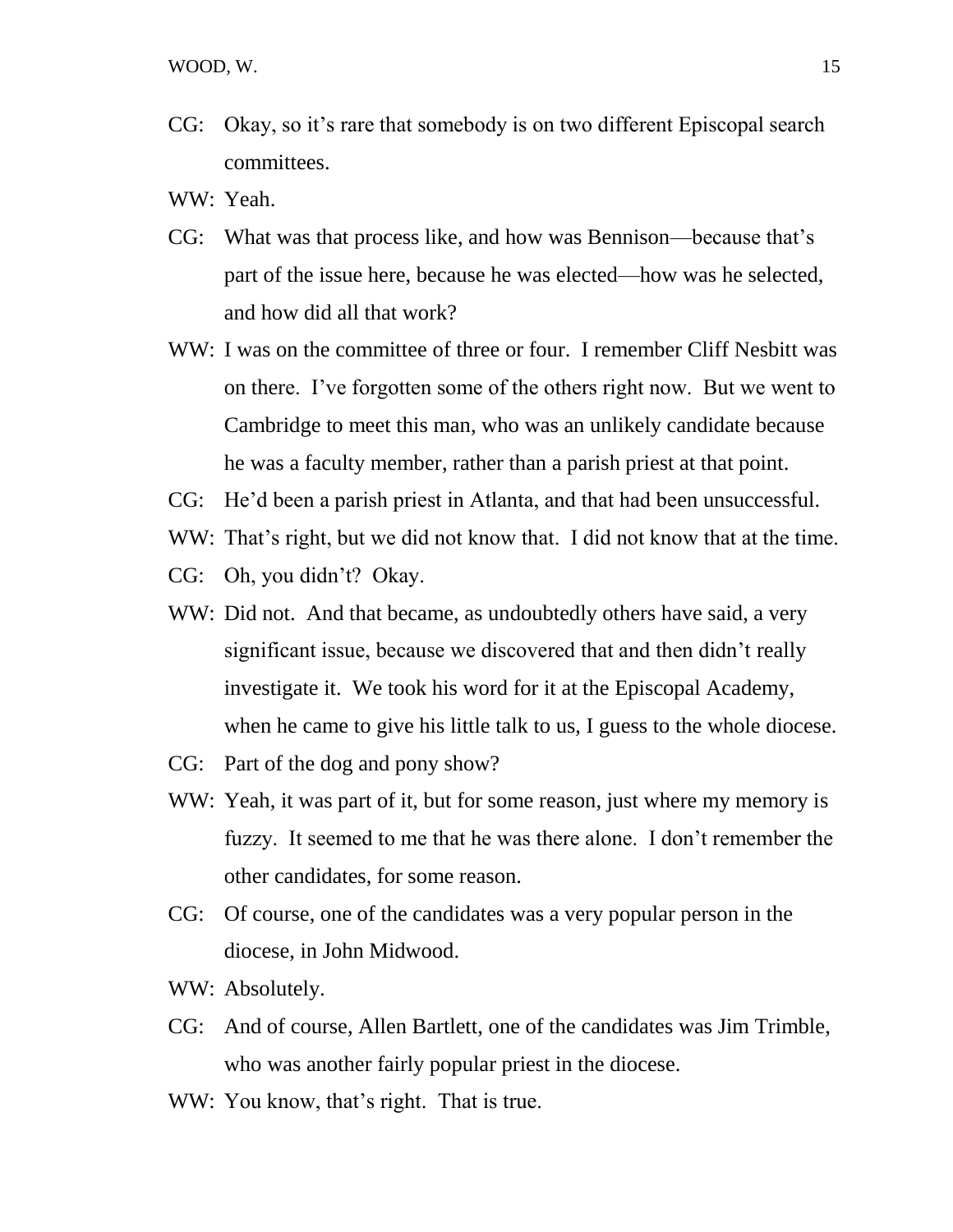CG: Okay, so it's rare that somebody is on two different Episcopal search committees.

WW: Yeah.

CG: What was that process like, and how was Bennison—because that's part of the issue here, because he was elected—how was he selected, and how did all that work?

WW: I was on the committee of three or four. I remember Cliff Nesbitt was on there. I've forgotten some of the others right now. But we went to Cambridge to meet this man, who was an unlikely candidate because he was a faculty member, rather than a parish priest at that point.

CG: He'd been a parish priest in Atlanta, and that had been unsuccessful.

WW: That's right, but we did not know that. I did not know that at the time.

CG: Oh, you didn't? Okay.

WW: Did not. And that became, as undoubtedly others have said, a very significant issue, because we discovered that and then didn't really investigate it. We took his word for it at the Episcopal Academy, when he came to give his little talk to us, I guess to the whole diocese.

CG: Part of the dog and pony show?

WW: Yeah, it was part of it, but for some reason, just where my memory is fuzzy. It seemed to me that he was there alone. I don't remember the other candidates, for some reason.

CG: Of course, one of the candidates was a very popular person in the diocese, in John Midwood.

WW: Absolutely.

CG: And of course, Allen Bartlett, one of the candidates was Jim Trimble, who was another fairly popular priest in the diocese.

WW: You know, that's right. That is true.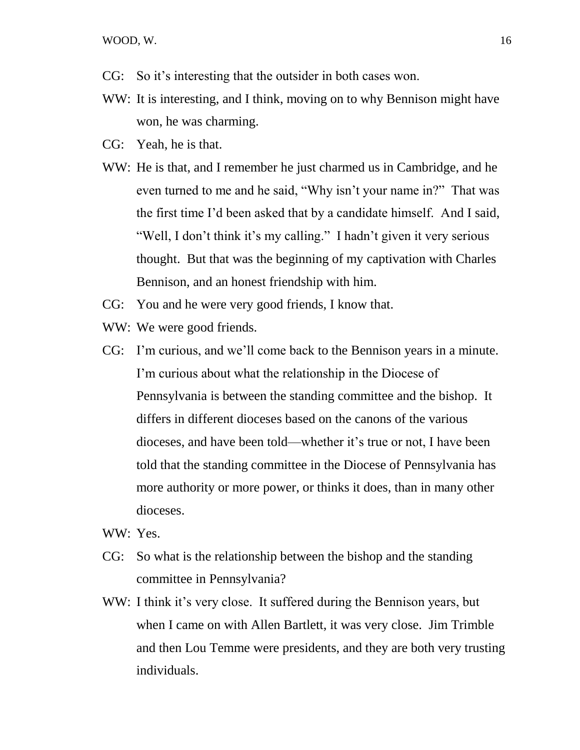CG: So it's interesting that the outsider in both cases won.

WW: It is interesting, and I think, moving on to why Bennison might have won, he was charming.

CG: Yeah, he is that.

WW: He is that, and I remember he just charmed us in Cambridge, and he even turned to me and he said, "Why isn't your name in?" That was the first time I'd been asked that by a candidate himself. And I said, "Well, I don't think it's my calling." I hadn't given it very serious thought. But that was the beginning of my captivation with Charles Bennison, and an honest friendship with him.

CG: You and he were very good friends, I know that.

WW: We were good friends.

CG: I'm curious, and we'll come back to the Bennison years in a minute. I'm curious about what the relationship in the Diocese of Pennsylvania is between the standing committee and the bishop. It differs in different dioceses based on the canons of the various dioceses, and have been told—whether it's true or not, I have been told that the standing committee in the Diocese of Pennsylvania has more authority or more power, or thinks it does, than in many other dioceses.

WW: Yes.

CG: So what is the relationship between the bishop and the standing committee in Pennsylvania?

WW: I think it's very close. It suffered during the Bennison years, but when I came on with Allen Bartlett, it was very close. Jim Trimble and then Lou Temme were presidents, and they are both very trusting individuals.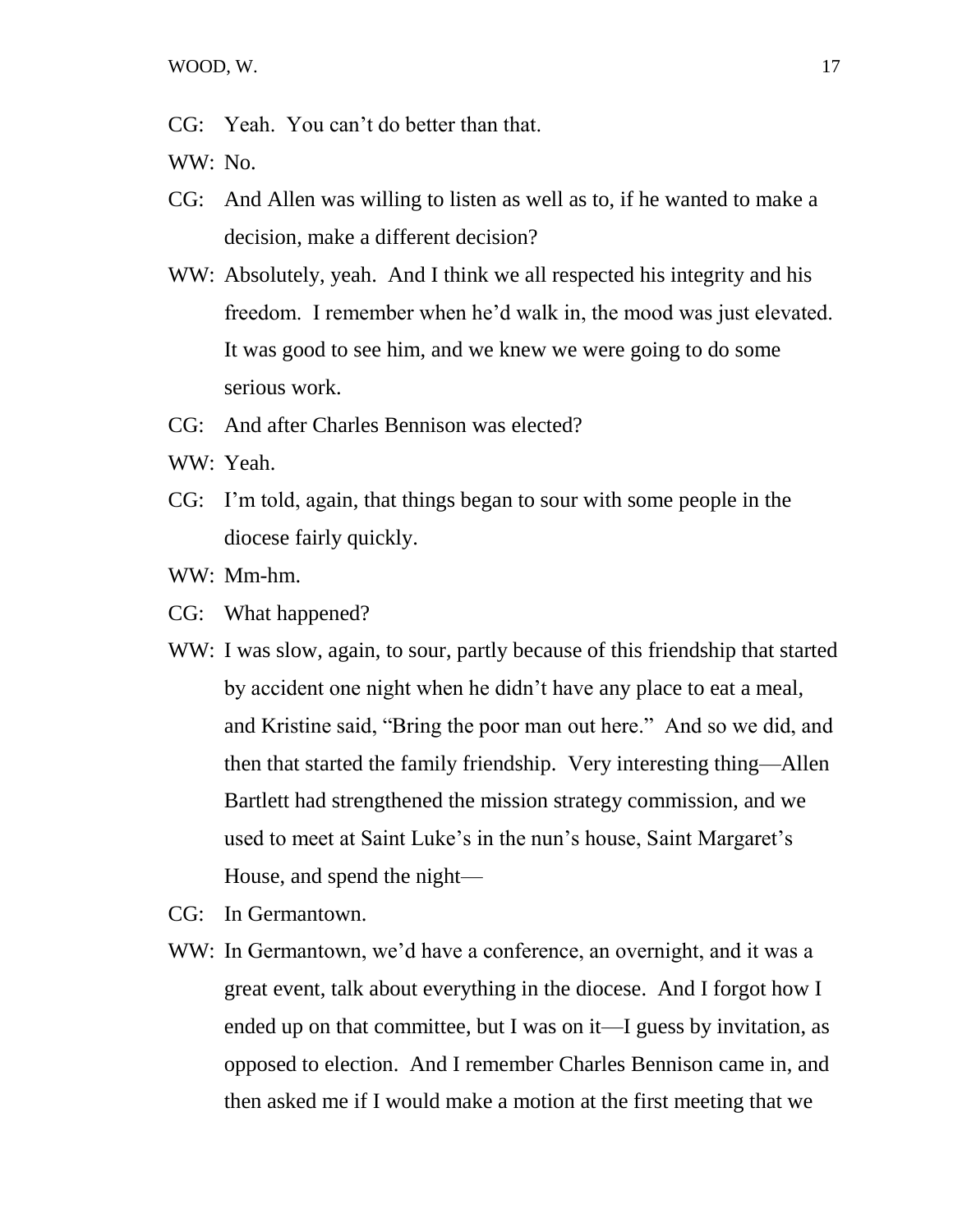CG: Yeah. You can't do better than that.

WW: No.

CG: And Allen was willing to listen as well as to, if he wanted to make a decision, make a different decision?

WW: Absolutely, yeah. And I think we all respected his integrity and his freedom. I remember when he'd walk in, the mood was just elevated. It was good to see him, and we knew we were going to do some serious work.

CG: And after Charles Bennison was elected?

WW: Yeah.

CG: I'm told, again, that things began to sour with some people in the diocese fairly quickly.

WW: Mm-hm.

CG: What happened?

WW: I was slow, again, to sour, partly because of this friendship that started by accident one night when he didn't have any place to eat a meal, and Kristine said, "Bring the poor man out here." And so we did, and then that started the family friendship. Very interesting thing—Allen Bartlett had strengthened the mission strategy commission, and we used to meet at Saint Luke's in the nun's house, Saint Margaret's House, and spend the night—

CG: In Germantown.

WW: In Germantown, we'd have a conference, an overnight, and it was a great event, talk about everything in the diocese. And I forgot how I ended up on that committee, but I was on it—I guess by invitation, as opposed to election. And I remember Charles Bennison came in, and then asked me if I would make a motion at the first meeting that we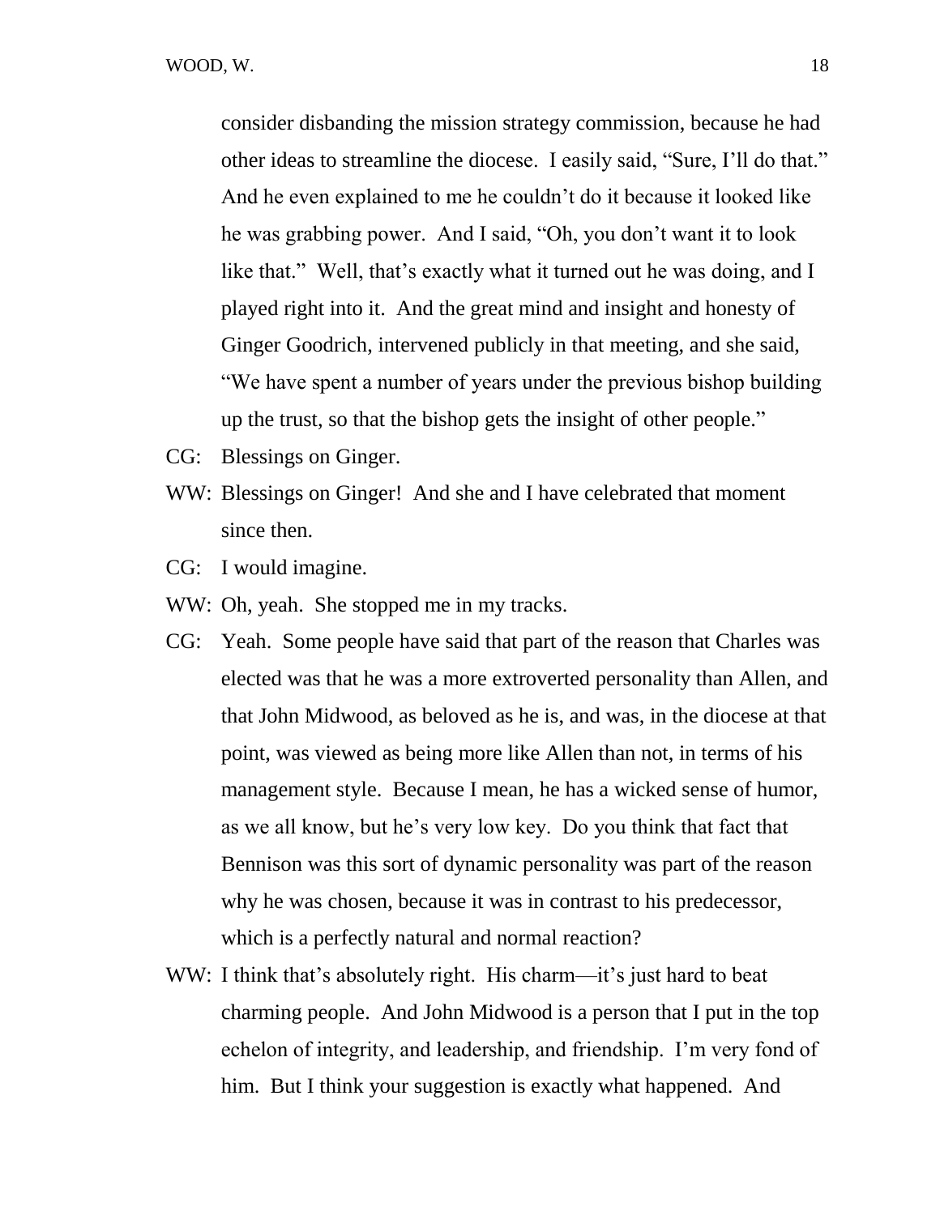consider disbanding the mission strategy commission, because he had other ideas to streamline the diocese. I easily said, "Sure, I'll do that." And he even explained to me he couldn't do it because it looked like he was grabbing power. And I said, "Oh, you don't want it to look like that." Well, that's exactly what it turned out he was doing, and I played right into it. And the great mind and insight and honesty of Ginger Goodrich, intervened publicly in that meeting, and she said, "We have spent a number of years under the previous bishop building up the trust, so that the bishop gets the insight of other people."

CG: Blessings on Ginger.

WW: Blessings on Ginger! And she and I have celebrated that moment since then.

CG: I would imagine.

WW: Oh, yeah. She stopped me in my tracks.

CG: Yeah. Some people have said that part of the reason that Charles was elected was that he was a more extroverted personality than Allen, and that John Midwood, as beloved as he is, and was, in the diocese at that point, was viewed as being more like Allen than not, in terms of his management style. Because I mean, he has a wicked sense of humor, as we all know, but he's very low key. Do you think that fact that Bennison was this sort of dynamic personality was part of the reason why he was chosen, because it was in contrast to his predecessor, which is a perfectly natural and normal reaction?

WW: I think that's absolutely right. His charm—it's just hard to beat charming people. And John Midwood is a person that I put in the top echelon of integrity, and leadership, and friendship. I'm very fond of him. But I think your suggestion is exactly what happened. And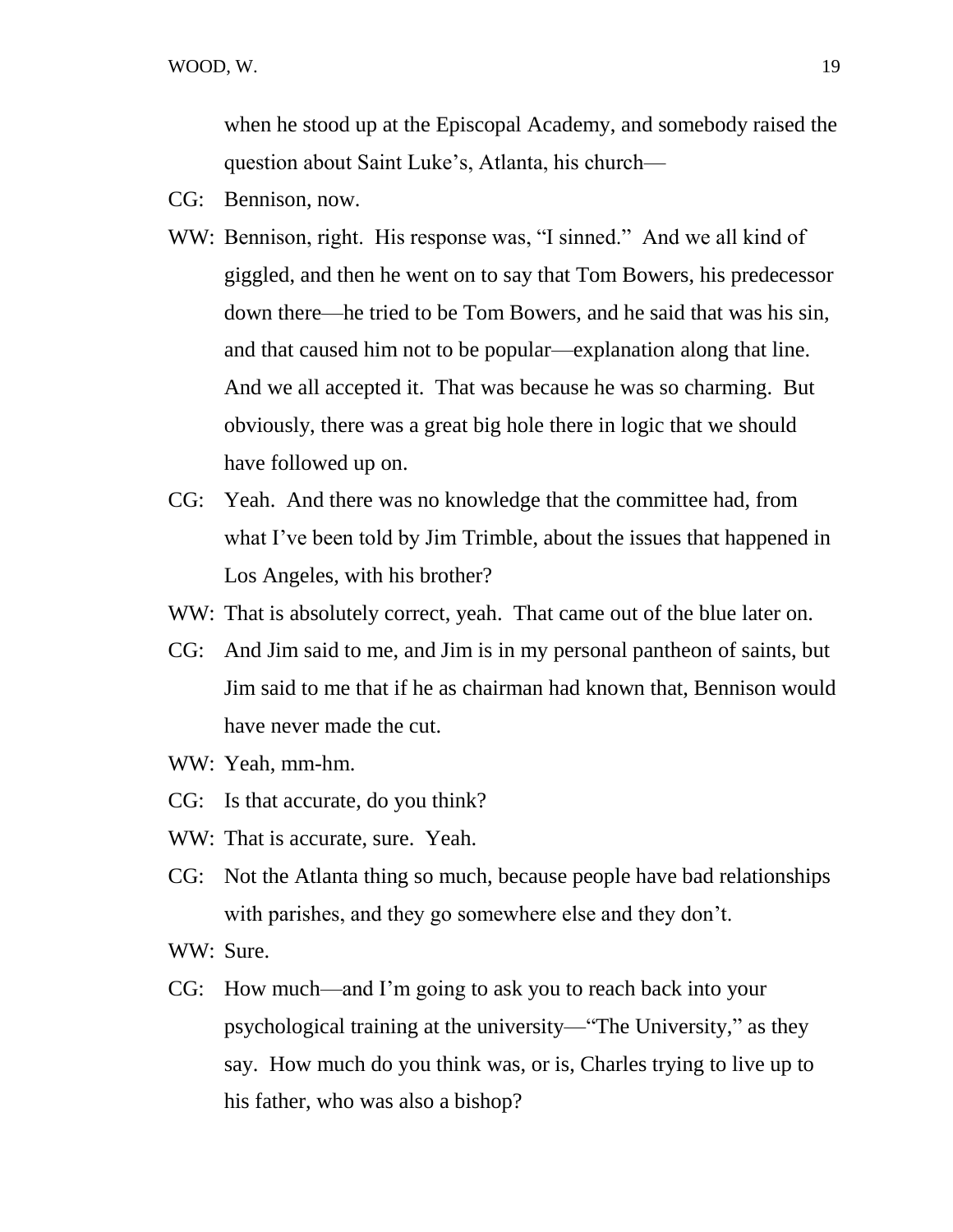when he stood up at the Episcopal Academy, and somebody raised the question about Saint Luke's, Atlanta, his church—

CG: Bennison, now.

WW: Bennison, right. His response was, "I sinned." And we all kind of giggled, and then he went on to say that Tom Bowers, his predecessor down there—he tried to be Tom Bowers, and he said that was his sin, and that caused him not to be popular—explanation along that line. And we all accepted it. That was because he was so charming. But obviously, there was a great big hole there in logic that we should have followed up on.

CG: Yeah. And there was no knowledge that the committee had, from what I've been told by Jim Trimble, about the issues that happened in Los Angeles, with his brother?

WW: That is absolutely correct, yeah. That came out of the blue later on.

CG: And Jim said to me, and Jim is in my personal pantheon of saints, but Jim said to me that if he as chairman had known that, Bennison would have never made the cut.

WW: Yeah, mm-hm.

CG: Is that accurate, do you think?

WW: That is accurate, sure. Yeah.

CG: Not the Atlanta thing so much, because people have bad relationships with parishes, and they go somewhere else and they don't.

WW: Sure.

CG: How much—and I'm going to ask you to reach back into your psychological training at the university—"The University," as they say. How much do you think was, or is, Charles trying to live up to his father, who was also a bishop?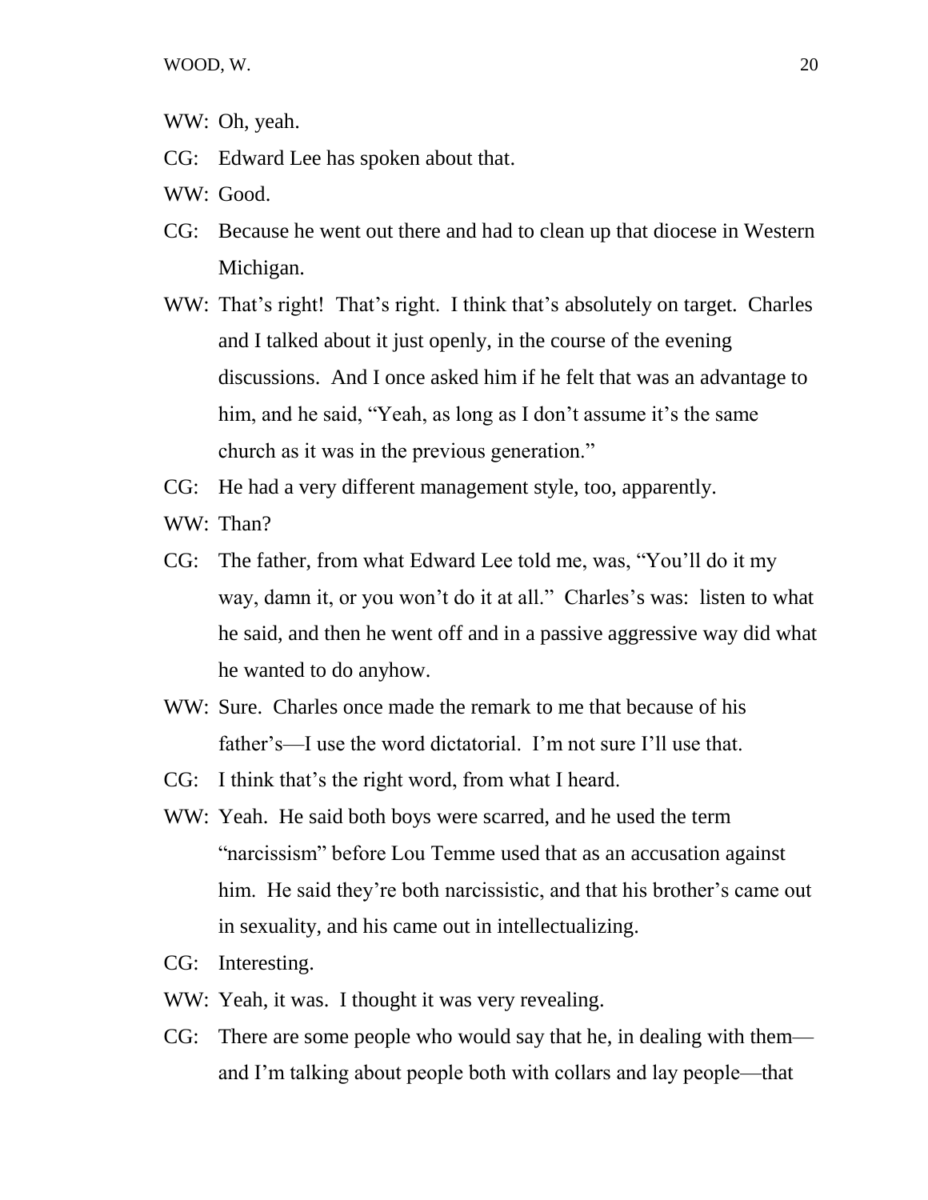WW: Oh, yeah.

CG: Edward Lee has spoken about that.

WW: Good.

CG: Because he went out there and had to clean up that diocese in Western Michigan.

WW: That's right! That's right. I think that's absolutely on target. Charles and I talked about it just openly, in the course of the evening discussions. And I once asked him if he felt that was an advantage to him, and he said, "Yeah, as long as I don't assume it's the same church as it was in the previous generation."

CG: He had a very different management style, too, apparently.

WW: Than?

CG: The father, from what Edward Lee told me, was, "You'll do it my way, damn it, or you won't do it at all." Charles's was: listen to what he said, and then he went off and in a passive aggressive way did what he wanted to do anyhow.

WW: Sure. Charles once made the remark to me that because of his father's—I use the word dictatorial. I'm not sure I'll use that.

CG: I think that's the right word, from what I heard.

WW: Yeah. He said both boys were scarred, and he used the term "narcissism" before Lou Temme used that as an accusation against him. He said they're both narcissistic, and that his brother's came out in sexuality, and his came out in intellectualizing.

CG: Interesting.

WW: Yeah, it was. I thought it was very revealing.

CG: There are some people who would say that he, in dealing with them—and I'm talking about people both with collars and lay people—that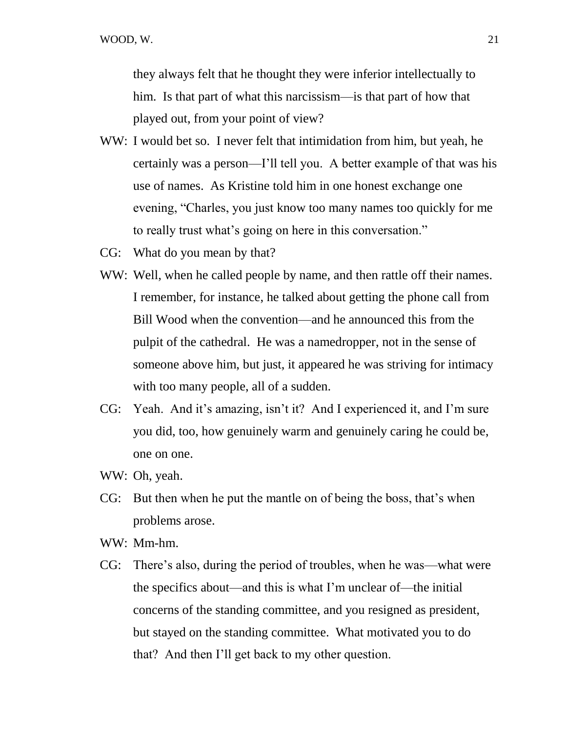they always felt that he thought they were inferior intellectually to him. Is that part of what this narcissism—is that part of how that played out, from your point of view?

WW: I would bet so. I never felt that intimidation from him, but yeah, he certainly was a person—I'll tell you. A better example of that was his use of names. As Kristine told him in one honest exchange one evening, "Charles, you just know too many names too quickly for me to really trust what's going on here in this conversation."

CG: What do you mean by that?

WW: Well, when he called people by name, and then rattle off their names. I remember, for instance, he talked about getting the phone call from Bill Wood when the convention—and he announced this from the pulpit of the cathedral. He was a namedropper, not in the sense of someone above him, but just, it appeared he was striving for intimacy with too many people, all of a sudden.

CG: Yeah. And it's amazing, isn't it? And I experienced it, and I'm sure you did, too, how genuinely warm and genuinely caring he could be, one on one.

WW: Oh, yeah.

CG: But then when he put the mantle on of being the boss, that's when problems arose.

WW: Mm-hm.

CG: There's also, during the period of troubles, when he was—what were the specifics about—and this is what I'm unclear of—the initial concerns of the standing committee, and you resigned as president, but stayed on the standing committee. What motivated you to do that? And then I'll get back to my other question.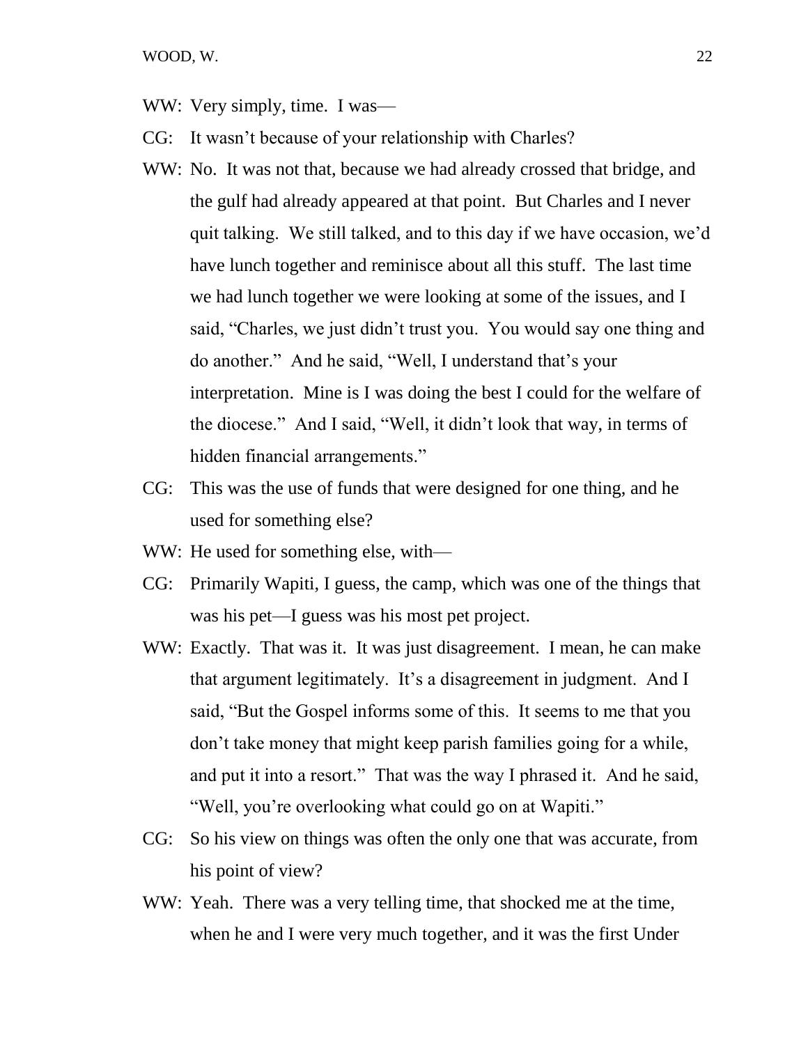WW: Very simply, time. I was—

CG: It wasn't because of your relationship with Charles?

WW: No. It was not that, because we had already crossed that bridge, and the gulf had already appeared at that point. But Charles and I never quit talking. We still talked, and to this day if we have occasion, we'd have lunch together and reminisce about all this stuff. The last time we had lunch together we were looking at some of the issues, and I said, "Charles, we just didn't trust you. You would say one thing and do another." And he said, "Well, I understand that's your interpretation. Mine is I was doing the best I could for the welfare of the diocese." And I said, "Well, it didn't look that way, in terms of hidden financial arrangements."

CG: This was the use of funds that were designed for one thing, and he used for something else?

WW: He used for something else, with—

CG: Primarily Wapiti, I guess, the camp, which was one of the things that was his pet—I guess was his most pet project.

WW: Exactly. That was it. It was just disagreement. I mean, he can make that argument legitimately. It's a disagreement in judgment. And I said, "But the Gospel informs some of this. It seems to me that you don't take money that might keep parish families going for a while, and put it into a resort." That was the way I phrased it. And he said, "Well, you're overlooking what could go on at Wapiti."

CG: So his view on things was often the only one that was accurate, from his point of view?

WW: Yeah. There was a very telling time, that shocked me at the time, when he and I were very much together, and it was the first Under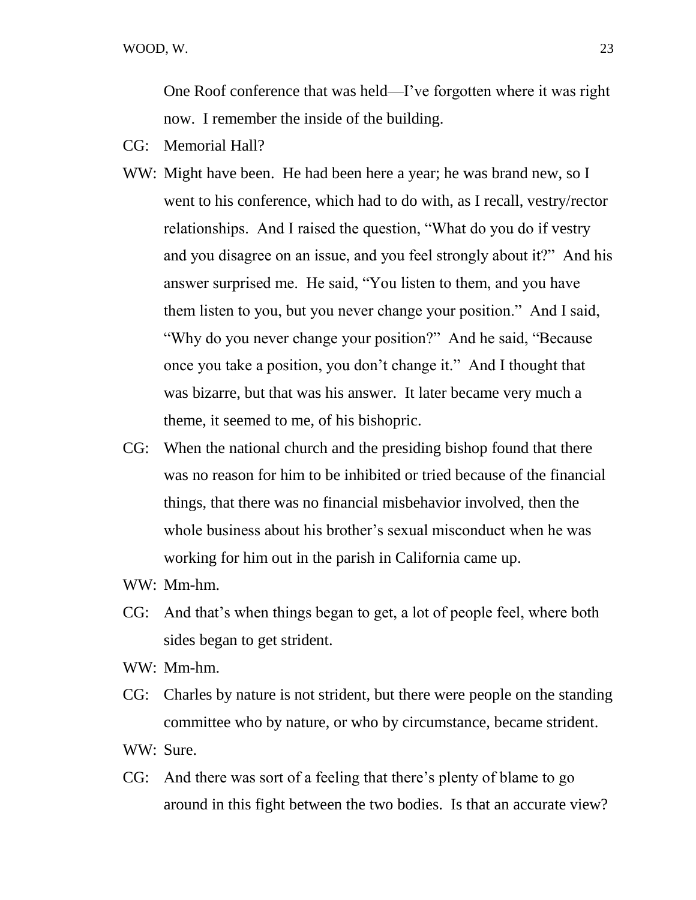One Roof conference that was held—I've forgotten where it was right now. I remember the inside of the building.

CG: Memorial Hall?

WW: Might have been. He had been here a year; he was brand new, so I went to his conference, which had to do with, as I recall, vestry/rector relationships. And I raised the question, "What do you do if vestry and you disagree on an issue, and you feel strongly about it?" And his answer surprised me. He said, "You listen to them, and you have them listen to you, but you never change your position." And I said, "Why do you never change your position?" And he said, "Because once you take a position, you don't change it." And I thought that was bizarre, but that was his answer. It later became very much a theme, it seemed to me, of his bishopric.

CG: When the national church and the presiding bishop found that there was no reason for him to be inhibited or tried because of the financial things, that there was no financial misbehavior involved, then the whole business about his brother's sexual misconduct when he was working for him out in the parish in California came up.

WW: Mm-hm.

CG: And that's when things began to get, a lot of people feel, where both sides began to get strident.

WW: Mm-hm.

CG: Charles by nature is not strident, but there were people on the standing committee who by nature, or who by circumstance, became strident.

WW: Sure.

CG: And there was sort of a feeling that there's plenty of blame to go around in this fight between the two bodies. Is that an accurate view?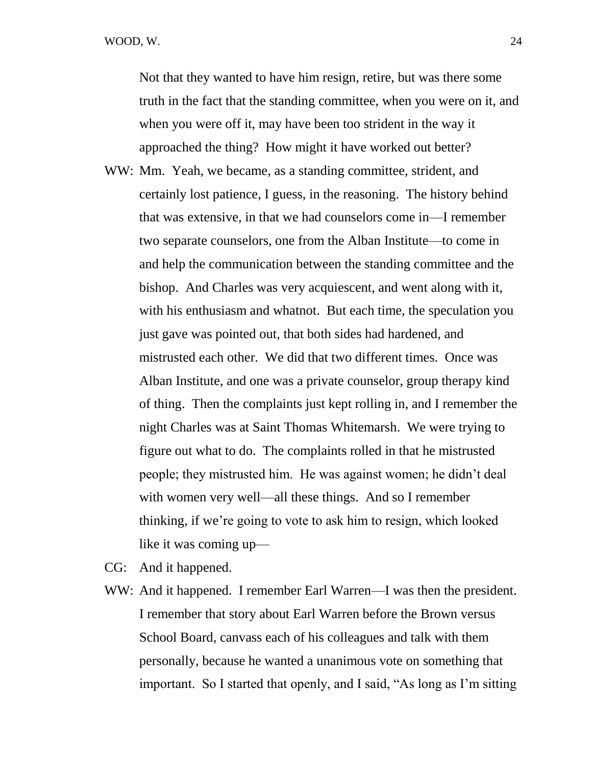Not that they wanted to have him resign, retire, but was there some truth in the fact that the standing committee, when you were on it, and when you were off it, may have been too strident in the way it approached the thing? How might it have worked out better?

WW: Mm. Yeah, we became, as a standing committee, strident, and certainly lost patience, I guess, in the reasoning. The history behind that was extensive, in that we had counselors come in—I remember two separate counselors, one from the Alban Institute—to come in and help the communication between the standing committee and the bishop. And Charles was very acquiescent, and went along with it, with his enthusiasm and whatnot. But each time, the speculation you just gave was pointed out, that both sides had hardened, and mistrusted each other. We did that two different times. Once was Alban Institute, and one was a private counselor, group therapy kind of thing. Then the complaints just kept rolling in, and I remember the night Charles was at Saint Thomas Whitemarsh. We were trying to figure out what to do. The complaints rolled in that he mistrusted people; they mistrusted him. He was against women; he didn't deal with women very well—all these things. And so I remember thinking, if we're going to vote to ask him to resign, which looked like it was coming up—

CG: And it happened.

WW: And it happened. I remember Earl Warren—I was then the president. I remember that story about Earl Warren before the Brown versus School Board, canvass each of his colleagues and talk with them personally, because he wanted a unanimous vote on something that important. So I started that openly, and I said, "As long as I'm sitting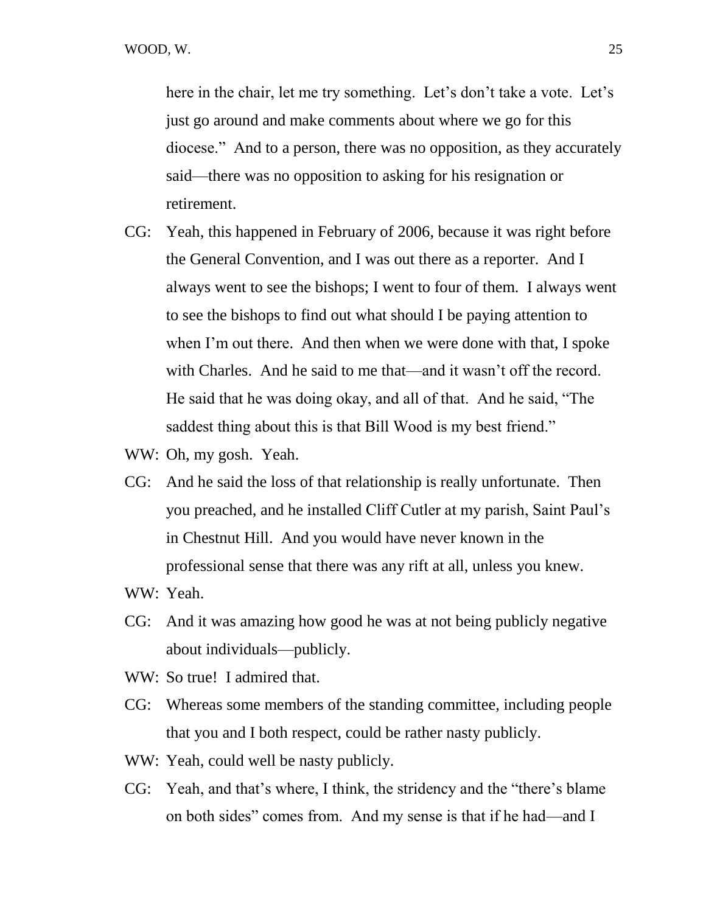here in the chair, let me try something. Let's don't take a vote. Let's just go around and make comments about where we go for this diocese." And to a person, there was no opposition, as they accurately said—there was no opposition to asking for his resignation or retirement.

CG: Yeah, this happened in February of 2006, because it was right before the General Convention, and I was out there as a reporter. And I always went to see the bishops; I went to four of them. I always went to see the bishops to find out what should I be paying attention to when I'm out there. And then when we were done with that, I spoke with Charles. And he said to me that—and it wasn't off the record. He said that he was doing okay, and all of that. And he said, "The saddest thing about this is that Bill Wood is my best friend."

WW: Oh, my gosh. Yeah.

CG: And he said the loss of that relationship is really unfortunate. Then you preached, and he installed Cliff Cutler at my parish, Saint Paul's in Chestnut Hill. And you would have never known in the professional sense that there was any rift at all, unless you knew.

WW: Yeah.

CG: And it was amazing how good he was at not being publicly negative about individuals—publicly.

WW: So true! I admired that.

CG: Whereas some members of the standing committee, including people that you and I both respect, could be rather nasty publicly.

WW: Yeah, could well be nasty publicly.

CG: Yeah, and that's where, I think, the stridency and the "there's blame on both sides" comes from. And my sense is that if he had—and I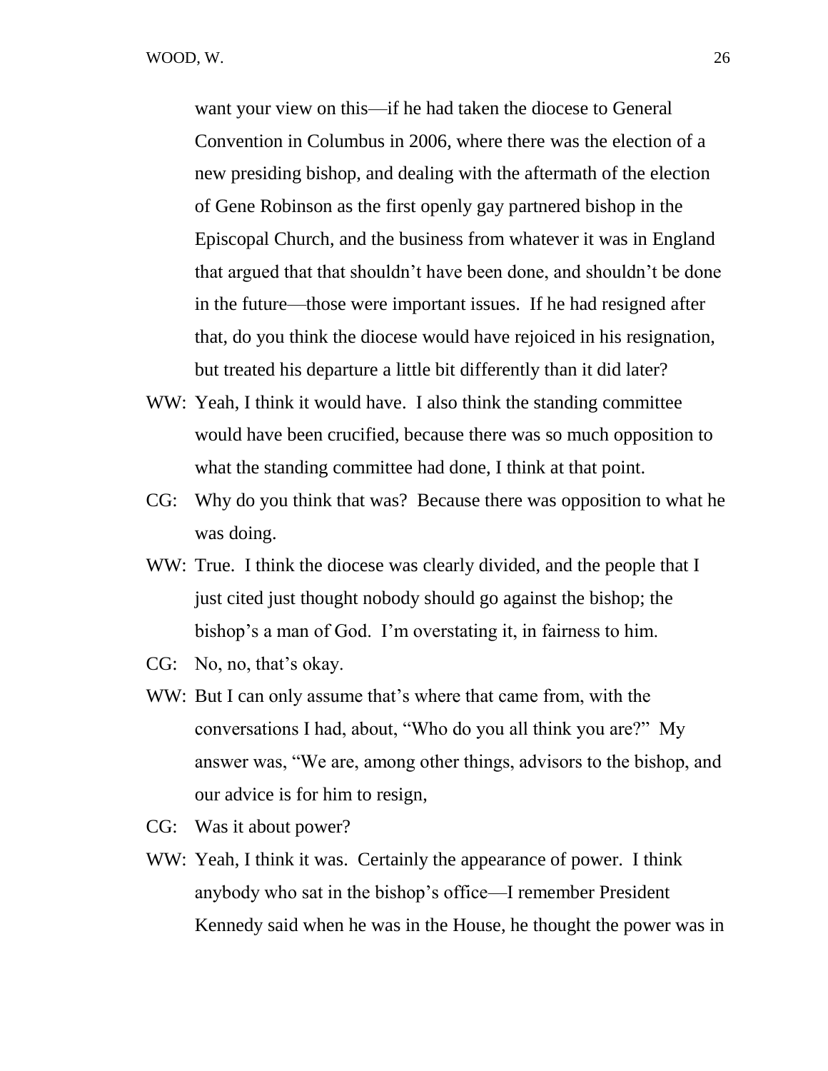want your view on this—if he had taken the diocese to General Convention in Columbus in 2006, where there was the election of a new presiding bishop, and dealing with the aftermath of the election of Gene Robinson as the first openly gay partnered bishop in the Episcopal Church, and the business from whatever it was in England that argued that that shouldn't have been done, and shouldn't be done in the future—those were important issues. If he had resigned after that, do you think the diocese would have rejoiced in his resignation, but treated his departure a little bit differently than it did later?

WW: Yeah, I think it would have. I also think the standing committee would have been crucified, because there was so much opposition to what the standing committee had done, I think at that point.

CG: Why do you think that was? Because there was opposition to what he was doing.

WW: True. I think the diocese was clearly divided, and the people that I just cited just thought nobody should go against the bishop; the bishop's a man of God. I'm overstating it, in fairness to him.

CG: No, no, that's okay.

WW: But I can only assume that's where that came from, with the conversations I had, about, "Who do you all think you are?" My answer was, "We are, among other things, advisors to the bishop, and our advice is for him to resign,

CG: Was it about power?

WW: Yeah, I think it was. Certainly the appearance of power. I think anybody who sat in the bishop's office—I remember President Kennedy said when he was in the House, he thought the power was in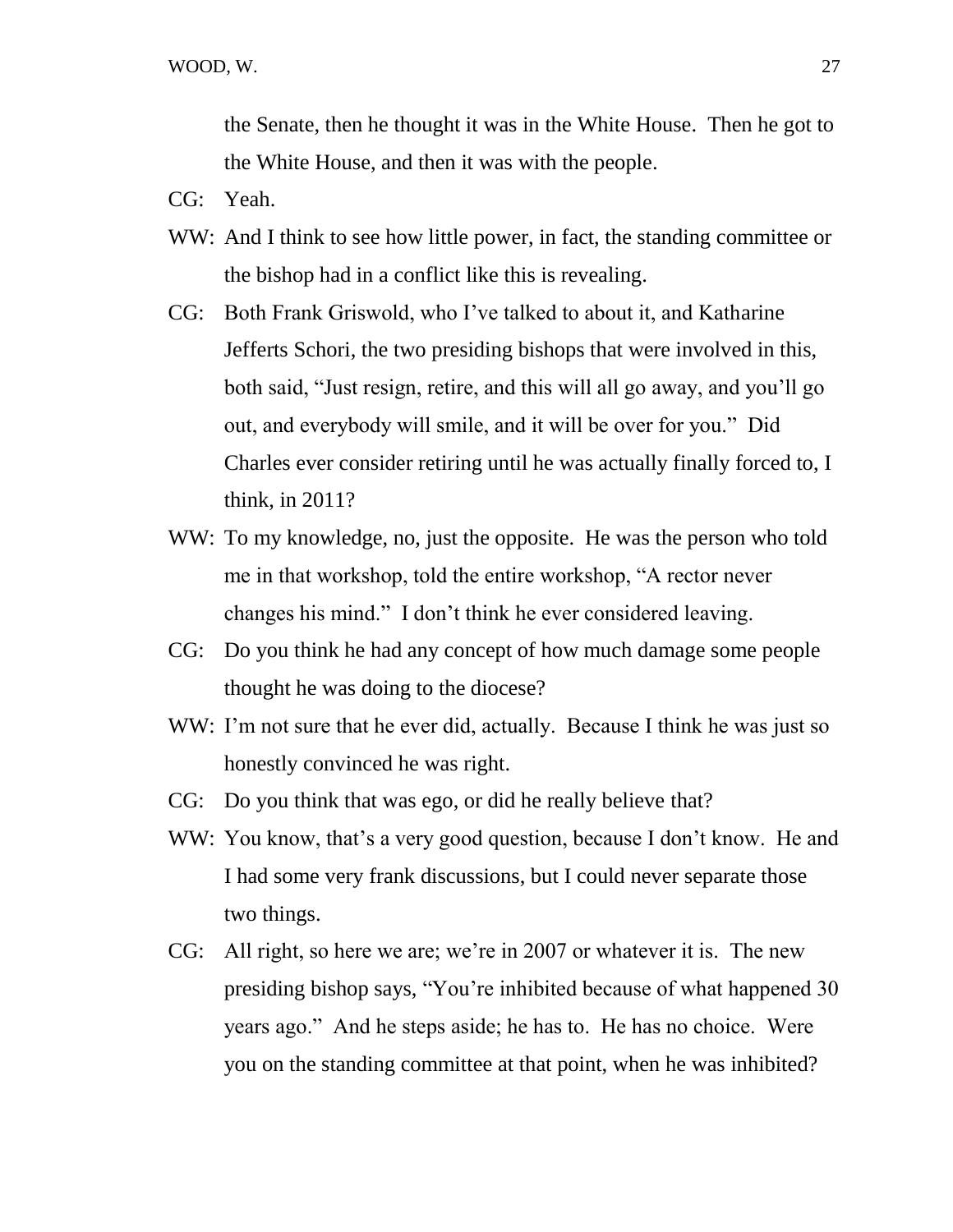the Senate, then he thought it was in the White House. Then he got to the White House, and then it was with the people.

CG: Yeah.

WW: And I think to see how little power, in fact, the standing committee or the bishop had in a conflict like this is revealing.

CG: Both Frank Griswold, who I've talked to about it, and Katharine Jefferts Schori, the two presiding bishops that were involved in this, both said, "Just resign, retire, and this will all go away, and you'll go out, and everybody will smile, and it will be over for you." Did Charles ever consider retiring until he was actually finally forced to, I think, in 2011?

WW: To my knowledge, no, just the opposite. He was the person who told me in that workshop, told the entire workshop, "A rector never changes his mind." I don't think he ever considered leaving.

CG: Do you think he had any concept of how much damage some people thought he was doing to the diocese?

WW: I'm not sure that he ever did, actually. Because I think he was just so honestly convinced he was right.

CG: Do you think that was ego, or did he really believe that?

WW: You know, that's a very good question, because I don't know. He and I had some very frank discussions, but I could never separate those two things.

CG: All right, so here we are; we're in 2007 or whatever it is. The new presiding bishop says, "You're inhibited because of what happened 30 years ago." And he steps aside; he has to. He has no choice. Were you on the standing committee at that point, when he was inhibited?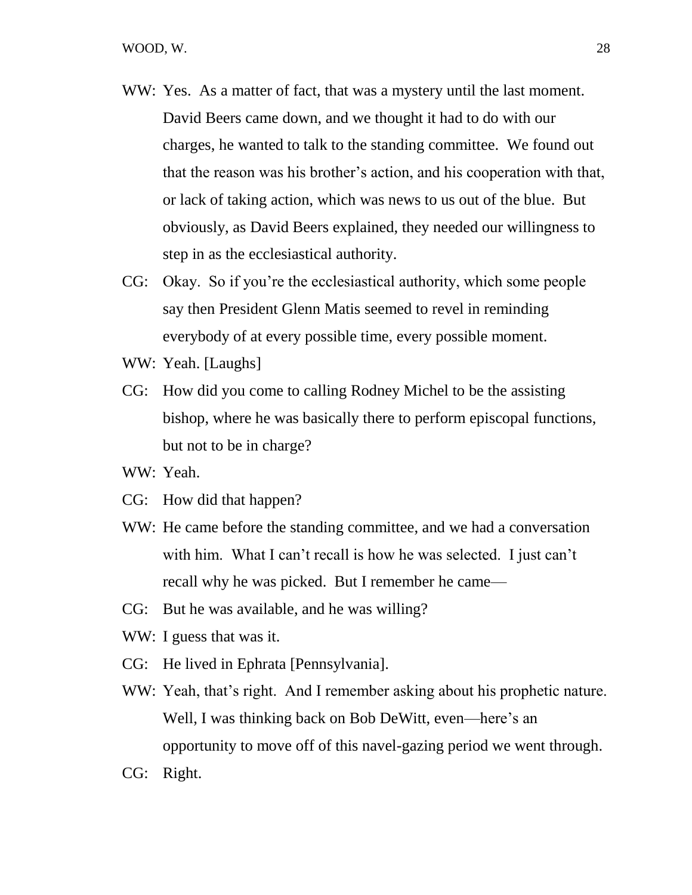WW: Yes. As a matter of fact, that was a mystery until the last moment. David Beers came down, and we thought it had to do with our charges, he wanted to talk to the standing committee. We found out that the reason was his brother's action, and his cooperation with that, or lack of taking action, which was news to us out of the blue. But obviously, as David Beers explained, they needed our willingness to step in as the ecclesiastical authority.

CG: Okay. So if you're the ecclesiastical authority, which some people say then President Glenn Matis seemed to revel in reminding everybody of at every possible time, every possible moment.

WW: Yeah. [Laughs]

CG: How did you come to calling Rodney Michel to be the assisting bishop, where he was basically there to perform episcopal functions, but not to be in charge?

WW: Yeah.

CG: How did that happen?

WW: He came before the standing committee, and we had a conversation with him. What I can't recall is how he was selected. I just can't recall why he was picked. But I remember he came—

CG: But he was available, and he was willing?

WW: I guess that was it.

CG: He lived in Ephrata [Pennsylvania].

WW: Yeah, that's right. And I remember asking about his prophetic nature. Well, I was thinking back on Bob DeWitt, even—here's an opportunity to move off of this navel-gazing period we went through.

CG: Right.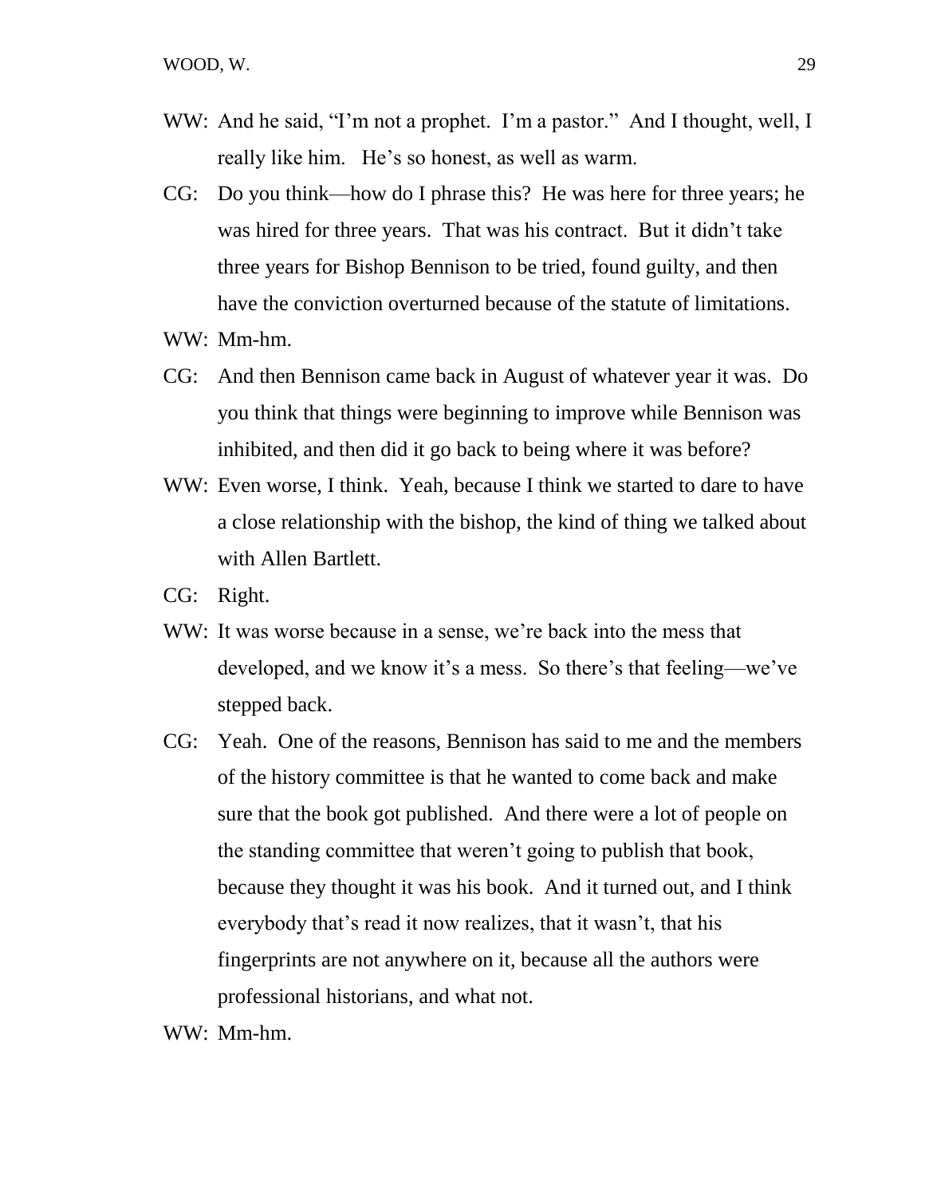WW: And he said, "I'm not a prophet. I'm a pastor." And I thought, well, I really like him. He's so honest, as well as warm.

CG: Do you think—how do I phrase this? He was here for three years; he was hired for three years. That was his contract. But it didn't take three years for Bishop Bennison to be tried, found guilty, and then have the conviction overturned because of the statute of limitations.

WW: Mm-hm.

CG: And then Bennison came back in August of whatever year it was. Do you think that things were beginning to improve while Bennison was inhibited, and then did it go back to being where it was before?

WW: Even worse, I think. Yeah, because I think we started to dare to have a close relationship with the bishop, the kind of thing we talked about with Allen Bartlett.

CG: Right.

WW: It was worse because in a sense, we're back into the mess that developed, and we know it's a mess. So there's that feeling—we've stepped back.

CG: Yeah. One of the reasons, Bennison has said to me and the members of the history committee is that he wanted to come back and make sure that the book got published. And there were a lot of people on the standing committee that weren't going to publish that book, because they thought it was his book. And it turned out, and I think everybody that's read it now realizes, that it wasn't, that his fingerprints are not anywhere on it, because all the authors were professional historians, and what not.

WW: Mm-hm.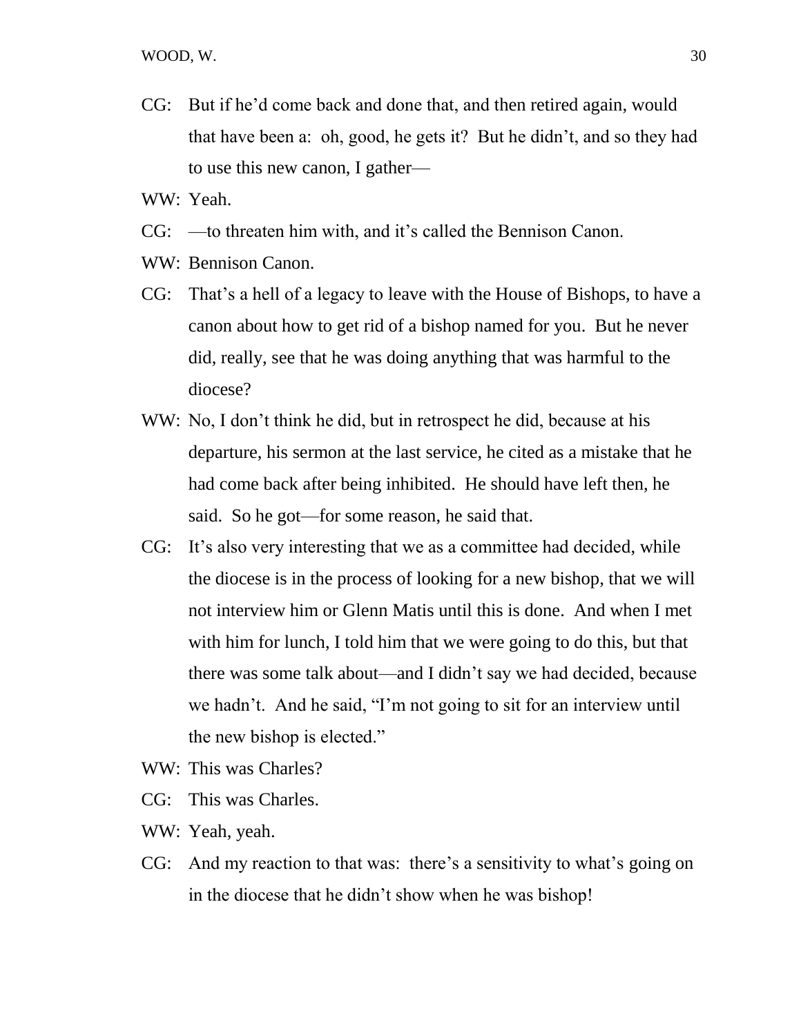CG: But if he'd come back and done that, and then retired again, would that have been a: oh, good, he gets it? But he didn't, and so they had to use this new canon, I gather—

WW: Yeah.

CG: —to threaten him with, and it's called the Bennison Canon.

WW: Bennison Canon.

CG: That's a hell of a legacy to leave with the House of Bishops, to have a canon about how to get rid of a bishop named for you. But he never did, really, see that he was doing anything that was harmful to the diocese?

WW: No, I don't think he did, but in retrospect he did, because at his departure, his sermon at the last service, he cited as a mistake that he had come back after being inhibited. He should have left then, he said. So he got—for some reason, he said that.

CG: It's also very interesting that we as a committee had decided, while the diocese is in the process of looking for a new bishop, that we will not interview him or Glenn Matis until this is done. And when I met with him for lunch, I told him that we were going to do this, but that there was some talk about—and I didn't say we had decided, because we hadn't. And he said, "I'm not going to sit for an interview until the new bishop is elected."

WW: This was Charles?

CG: This was Charles.

WW: Yeah, yeah.

CG: And my reaction to that was: there's a sensitivity to what's going on in the diocese that he didn't show when he was bishop!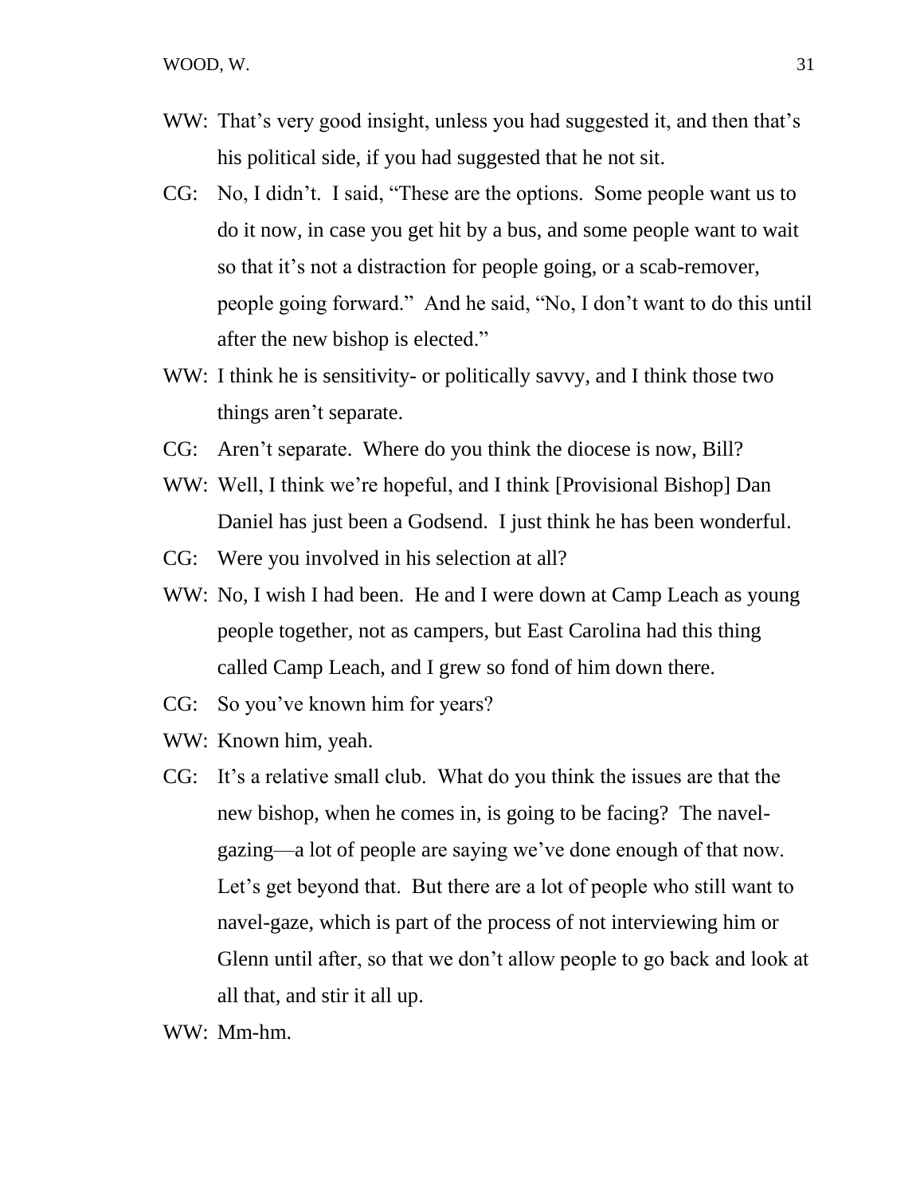WW: That's very good insight, unless you had suggested it, and then that's his political side, if you had suggested that he not sit.

CG: No, I didn't. I said, "These are the options. Some people want us to do it now, in case you get hit by a bus, and some people want to wait so that it's not a distraction for people going, or a scab-remover, people going forward." And he said, "No, I don't want to do this until after the new bishop is elected."

WW: I think he is sensitivity- or politically savvy, and I think those two things aren't separate.

CG: Aren't separate. Where do you think the diocese is now, Bill?

WW: Well, I think we're hopeful, and I think [Provisional Bishop] Dan Daniel has just been a Godsend. I just think he has been wonderful.

CG: Were you involved in his selection at all?

WW: No, I wish I had been. He and I were down at Camp Leach as young people together, not as campers, but East Carolina had this thing called Camp Leach, and I grew so fond of him down there.

CG: So you've known him for years?

WW: Known him, yeah.

CG: It's a relative small club. What do you think the issues are that the new bishop, when he comes in, is going to be facing? The navel-gazing—a lot of people are saying we've done enough of that now. Let's get beyond that. But there are a lot of people who still want to navel-gaze, which is part of the process of not interviewing him or Glenn until after, so that we don't allow people to go back and look at all that, and stir it all up.

WW: Mm-hm.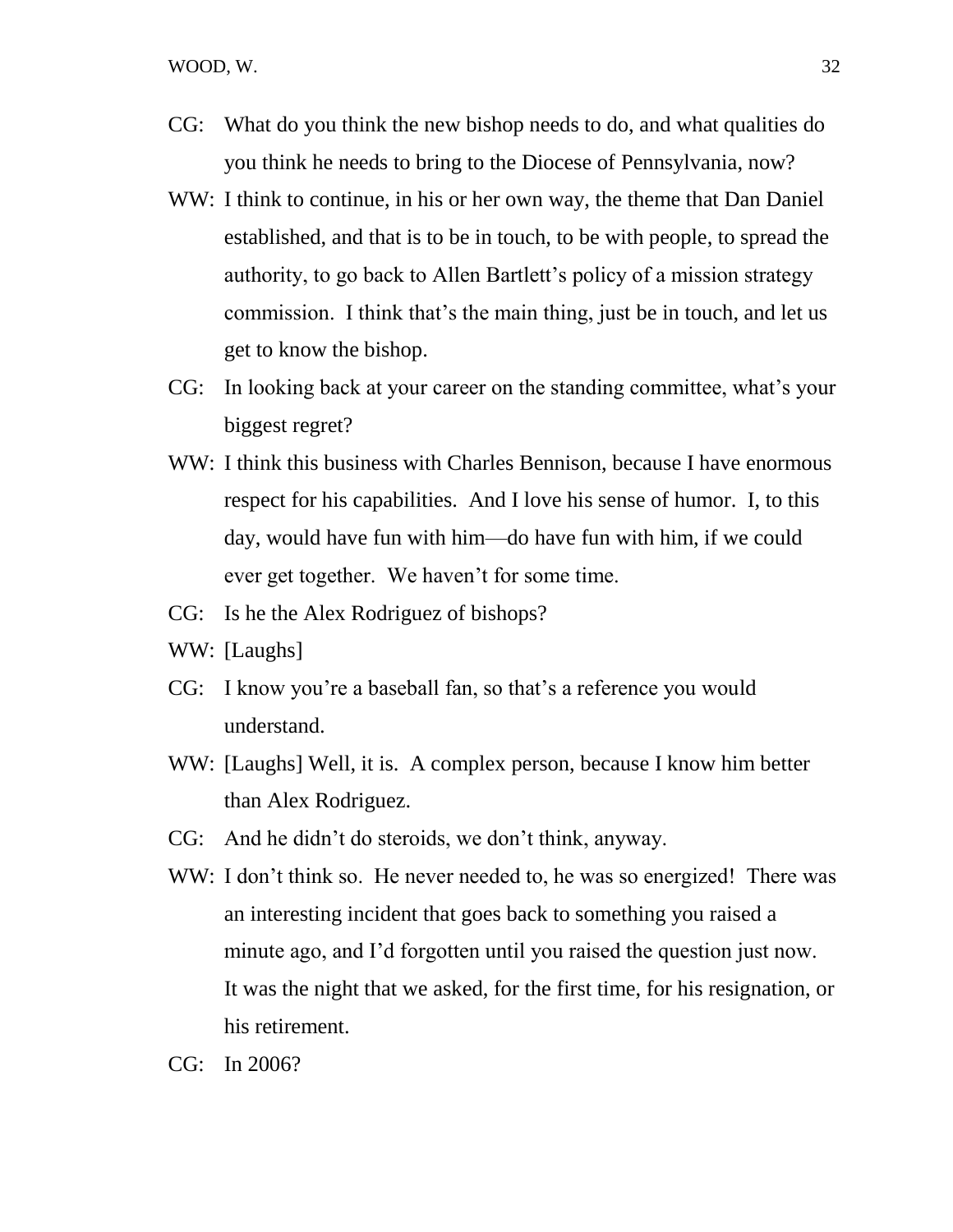CG: What do you think the new bishop needs to do, and what qualities do you think he needs to bring to the Diocese of Pennsylvania, now?

WW: I think to continue, in his or her own way, the theme that Dan Daniel established, and that is to be in touch, to be with people, to spread the authority, to go back to Allen Bartlett's policy of a mission strategy commission. I think that's the main thing, just be in touch, and let us get to know the bishop.

CG: In looking back at your career on the standing committee, what's your biggest regret?

WW: I think this business with Charles Bennison, because I have enormous respect for his capabilities. And I love his sense of humor. I, to this day, would have fun with him—do have fun with him, if we could ever get together. We haven't for some time.

CG: Is he the Alex Rodriguez of bishops?

WW: [Laughs]

CG: I know you're a baseball fan, so that's a reference you would understand.

WW: [Laughs] Well, it is. A complex person, because I know him better than Alex Rodriguez.

CG: And he didn't do steroids, we don't think, anyway.

WW: I don't think so. He never needed to, he was so energized! There was an interesting incident that goes back to something you raised a minute ago, and I'd forgotten until you raised the question just now. It was the night that we asked, for the first time, for his resignation, or his retirement.

CG: In 2006?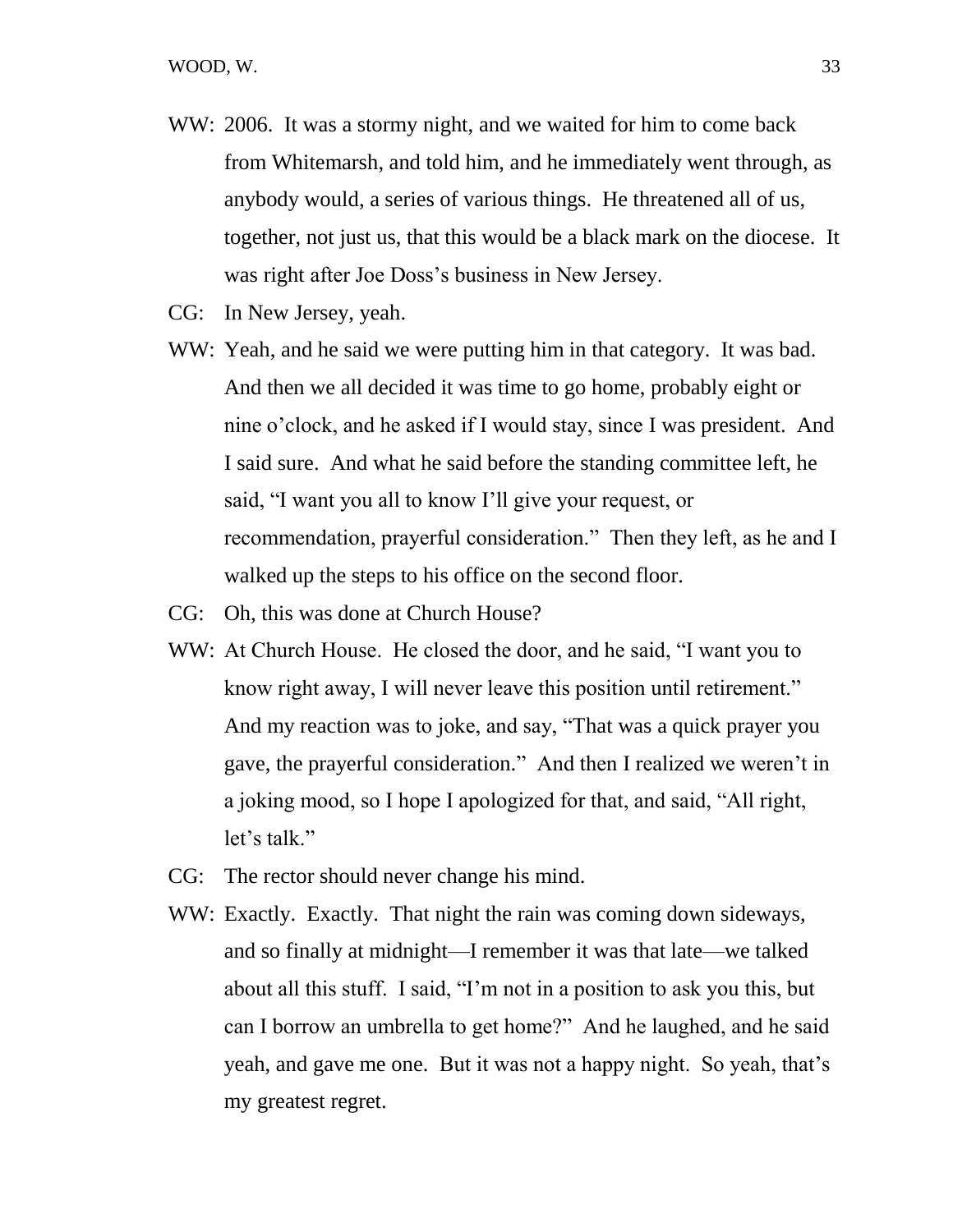WW: 2006. It was a stormy night, and we waited for him to come back from Whitemarsh, and told him, and he immediately went through, as anybody would, a series of various things. He threatened all of us, together, not just us, that this would be a black mark on the diocese. It was right after Joe Doss's business in New Jersey.

CG: In New Jersey, yeah.

WW: Yeah, and he said we were putting him in that category. It was bad. And then we all decided it was time to go home, probably eight or nine o'clock, and he asked if I would stay, since I was president. And I said sure. And what he said before the standing committee left, he said, "I want you all to know I'll give your request, or recommendation, prayerful consideration." Then they left, as he and I walked up the steps to his office on the second floor.

CG: Oh, this was done at Church House?

WW: At Church House. He closed the door, and he said, "I want you to know right away, I will never leave this position until retirement." And my reaction was to joke, and say, "That was a quick prayer you gave, the prayerful consideration." And then I realized we weren't in a joking mood, so I hope I apologized for that, and said, "All right, let's talk."

CG: The rector should never change his mind.

WW: Exactly. Exactly. That night the rain was coming down sideways, and so finally at midnight—I remember it was that late—we talked about all this stuff. I said, "I'm not in a position to ask you this, but can I borrow an umbrella to get home?" And he laughed, and he said yeah, and gave me one. But it was not a happy night. So yeah, that's my greatest regret.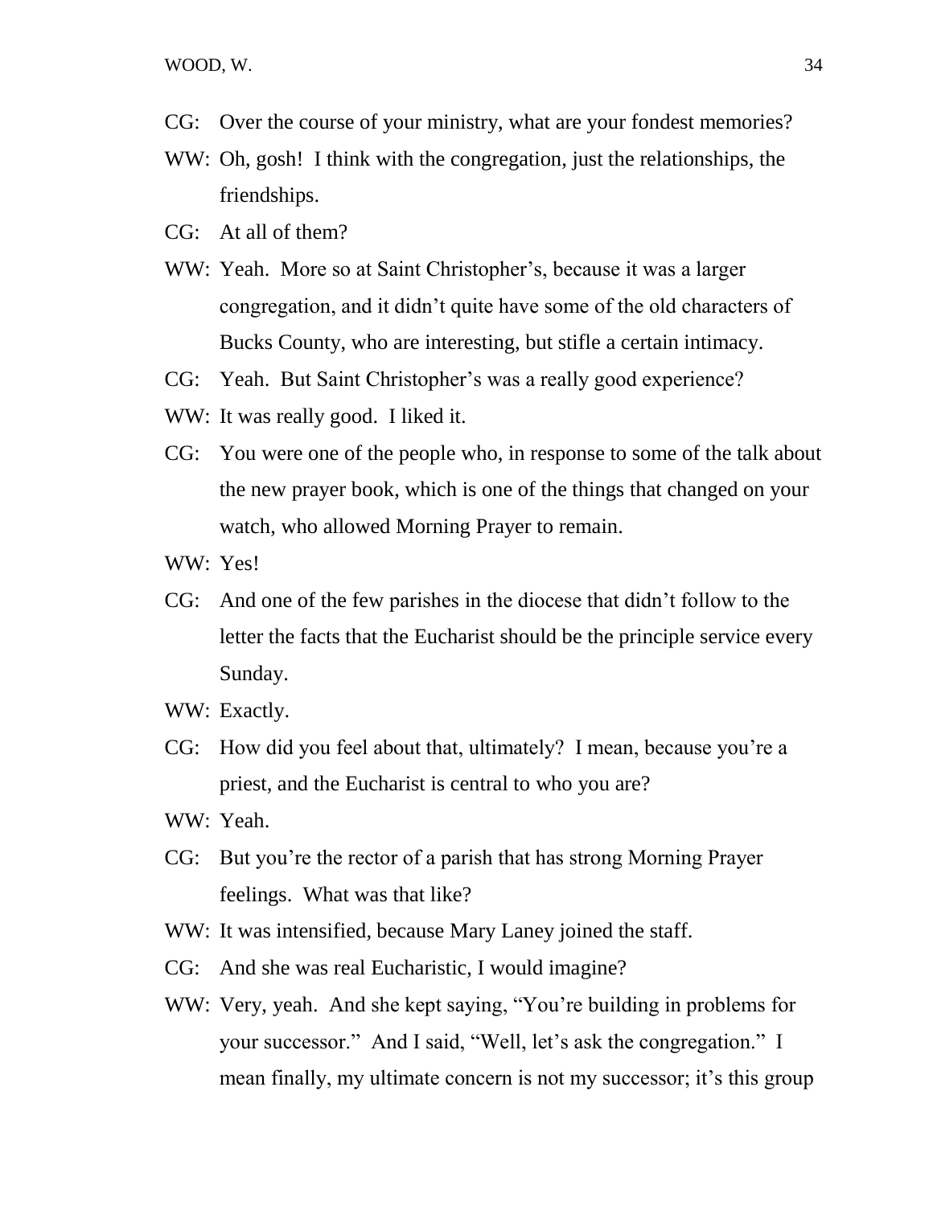CG: Over the course of your ministry, what are your fondest memories?

WW: Oh, gosh! I think with the congregation, just the relationships, the friendships.

CG: At all of them?

WW: Yeah. More so at Saint Christopher's, because it was a larger congregation, and it didn't quite have some of the old characters of Bucks County, who are interesting, but stifle a certain intimacy.

CG: Yeah. But Saint Christopher's was a really good experience?

WW: It was really good. I liked it.

CG: You were one of the people who, in response to some of the talk about the new prayer book, which is one of the things that changed on your watch, who allowed Morning Prayer to remain.

WW: Yes!

CG: And one of the few parishes in the diocese that didn't follow to the letter the facts that the Eucharist should be the principle service every Sunday.

WW: Exactly.

CG: How did you feel about that, ultimately? I mean, because you're a priest, and the Eucharist is central to who you are?

WW: Yeah.

CG: But you're the rector of a parish that has strong Morning Prayer feelings. What was that like?

WW: It was intensified, because Mary Laney joined the staff.

CG: And she was real Eucharistic, I would imagine?

WW: Very, yeah. And she kept saying, "You're building in problems for your successor." And I said, "Well, let's ask the congregation." I mean finally, my ultimate concern is not my successor; it's this group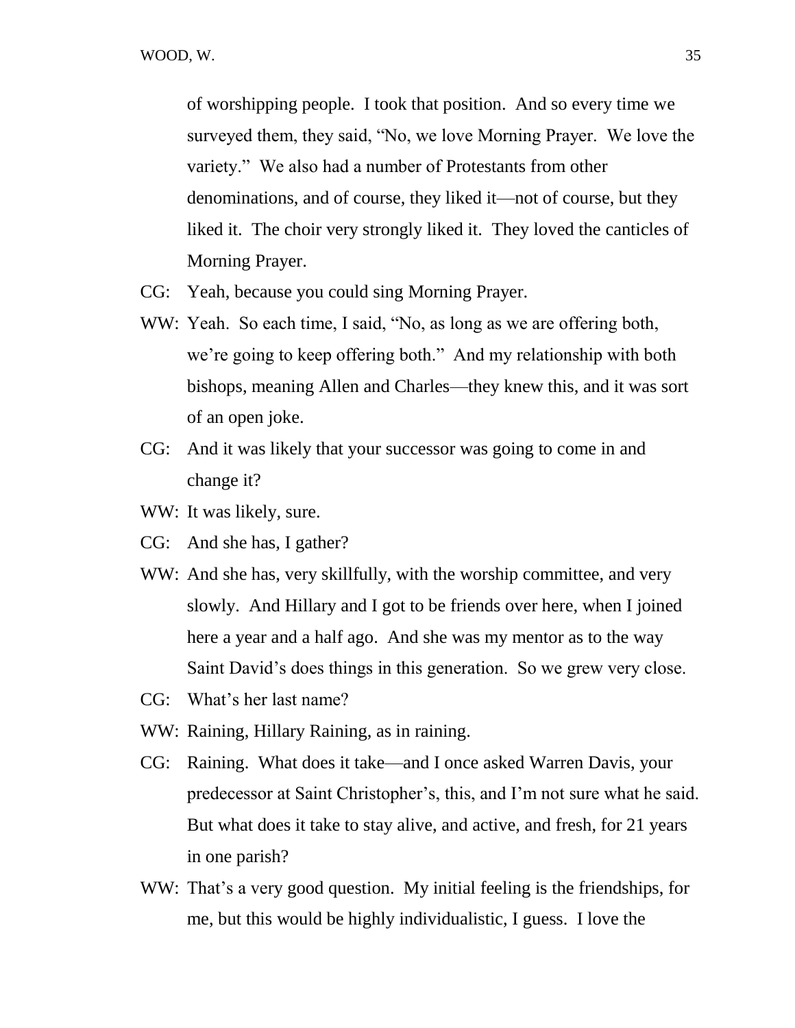of worshipping people. I took that position. And so every time we surveyed them, they said, "No, we love Morning Prayer. We love the variety." We also had a number of Protestants from other denominations, and of course, they liked it—not of course, but they liked it. The choir very strongly liked it. They loved the canticles of Morning Prayer.

CG: Yeah, because you could sing Morning Prayer.

WW: Yeah. So each time, I said, "No, as long as we are offering both, we're going to keep offering both." And my relationship with both bishops, meaning Allen and Charles—they knew this, and it was sort of an open joke.

CG: And it was likely that your successor was going to come in and change it?

WW: It was likely, sure.

CG: And she has, I gather?

WW: And she has, very skillfully, with the worship committee, and very slowly. And Hillary and I got to be friends over here, when I joined here a year and a half ago. And she was my mentor as to the way Saint David's does things in this generation. So we grew very close.

CG: What's her last name?

WW: Raining, Hillary Raining, as in raining.

CG: Raining. What does it take—and I once asked Warren Davis, your predecessor at Saint Christopher's, this, and I'm not sure what he said. But what does it take to stay alive, and active, and fresh, for 21 years in one parish?

WW: That's a very good question. My initial feeling is the friendships, for me, but this would be highly individualistic, I guess. I love the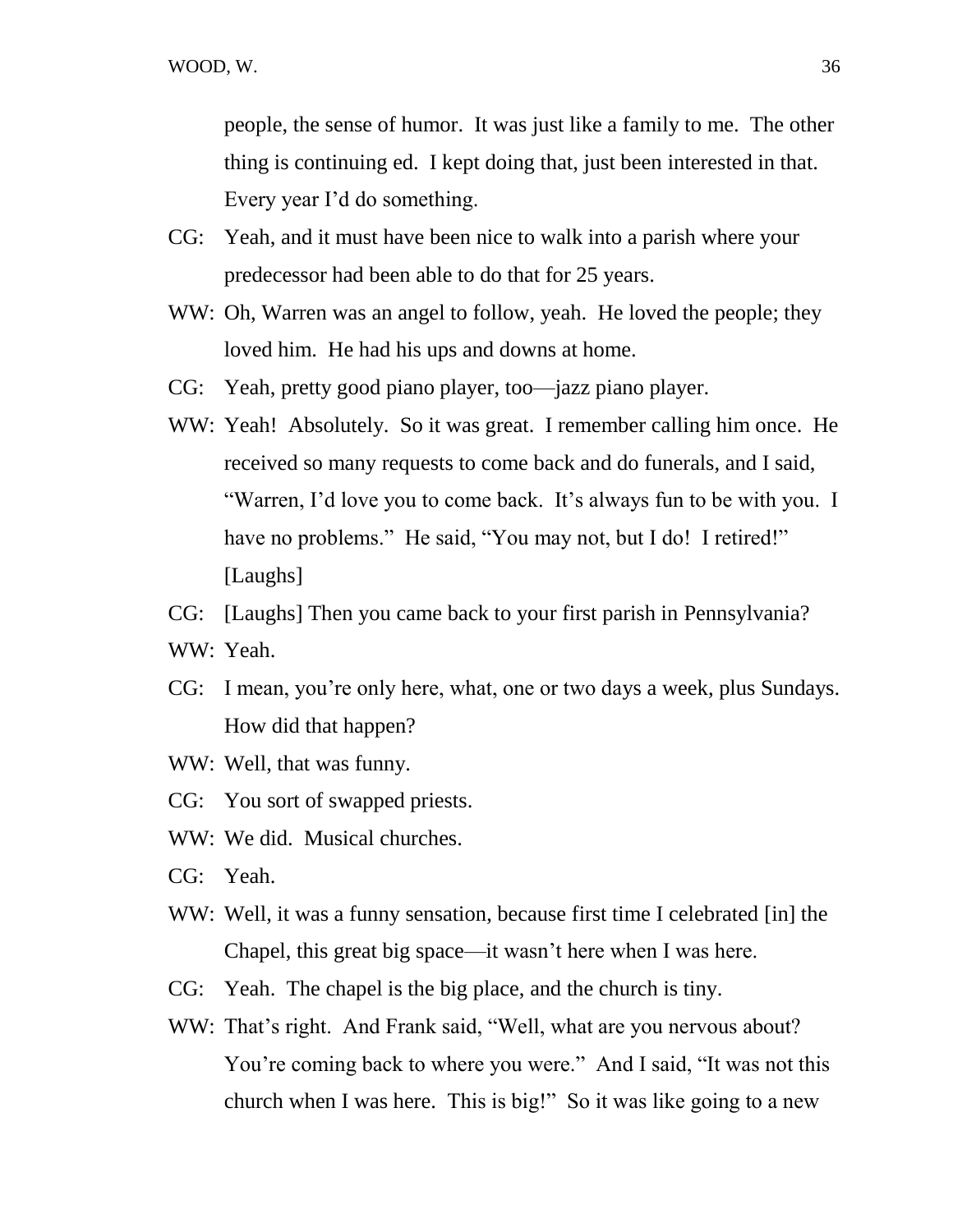people, the sense of humor. It was just like a family to me. The other thing is continuing ed. I kept doing that, just been interested in that. Every year I'd do something.

CG: Yeah, and it must have been nice to walk into a parish where your predecessor had been able to do that for 25 years.

WW: Oh, Warren was an angel to follow, yeah. He loved the people; they loved him. He had his ups and downs at home.

CG: Yeah, pretty good piano player, too—jazz piano player.

WW: Yeah! Absolutely. So it was great. I remember calling him once. He received so many requests to come back and do funerals, and I said, "Warren, I'd love you to come back. It's always fun to be with you. I have no problems." He said, "You may not, but I do! I retired!" [Laughs]

CG: [Laughs] Then you came back to your first parish in Pennsylvania?

WW: Yeah.

CG: I mean, you're only here, what, one or two days a week, plus Sundays. How did that happen?

WW: Well, that was funny.

CG: You sort of swapped priests.

WW: We did. Musical churches.

CG: Yeah.

WW: Well, it was a funny sensation, because first time I celebrated [in] the Chapel, this great big space—it wasn't here when I was here.

CG: Yeah. The chapel is the big place, and the church is tiny.

WW: That's right. And Frank said, "Well, what are you nervous about? You're coming back to where you were." And I said, "It was not this church when I was here. This is big!" So it was like going to a new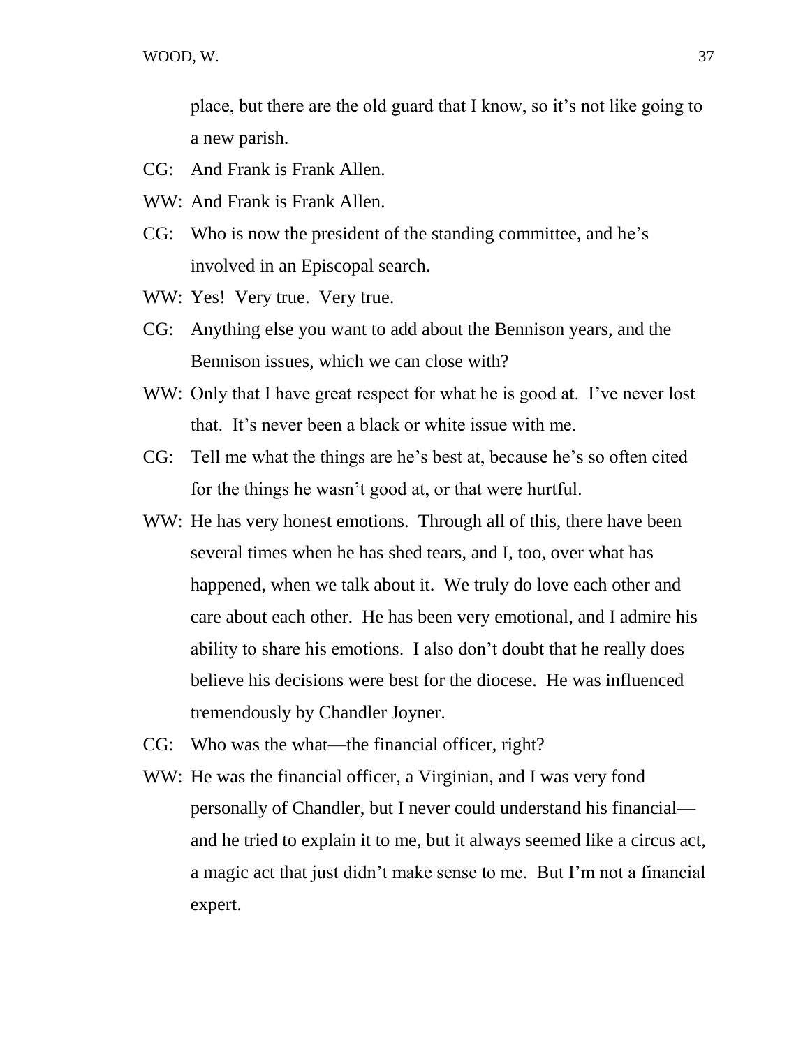place, but there are the old guard that I know, so it's not like going to a new parish.

CG: And Frank is Frank Allen.

WW: And Frank is Frank Allen.

CG: Who is now the president of the standing committee, and he's involved in an Episcopal search.

WW: Yes! Very true. Very true.

CG: Anything else you want to add about the Bennison years, and the Bennison issues, which we can close with?

WW: Only that I have great respect for what he is good at. I've never lost that. It's never been a black or white issue with me.

CG: Tell me what the things are he's best at, because he's so often cited for the things he wasn't good at, or that were hurtful.

WW: He has very honest emotions. Through all of this, there have been several times when he has shed tears, and I, too, over what has happened, when we talk about it. We truly do love each other and care about each other. He has been very emotional, and I admire his ability to share his emotions. I also don't doubt that he really does believe his decisions were best for the diocese. He was influenced tremendously by Chandler Joyner.

CG: Who was the what—the financial officer, right?

WW: He was the financial officer, a Virginian, and I was very fond personally of Chandler, but I never could understand his financial—and he tried to explain it to me, but it always seemed like a circus act, a magic act that just didn't make sense to me. But I'm not a financial expert.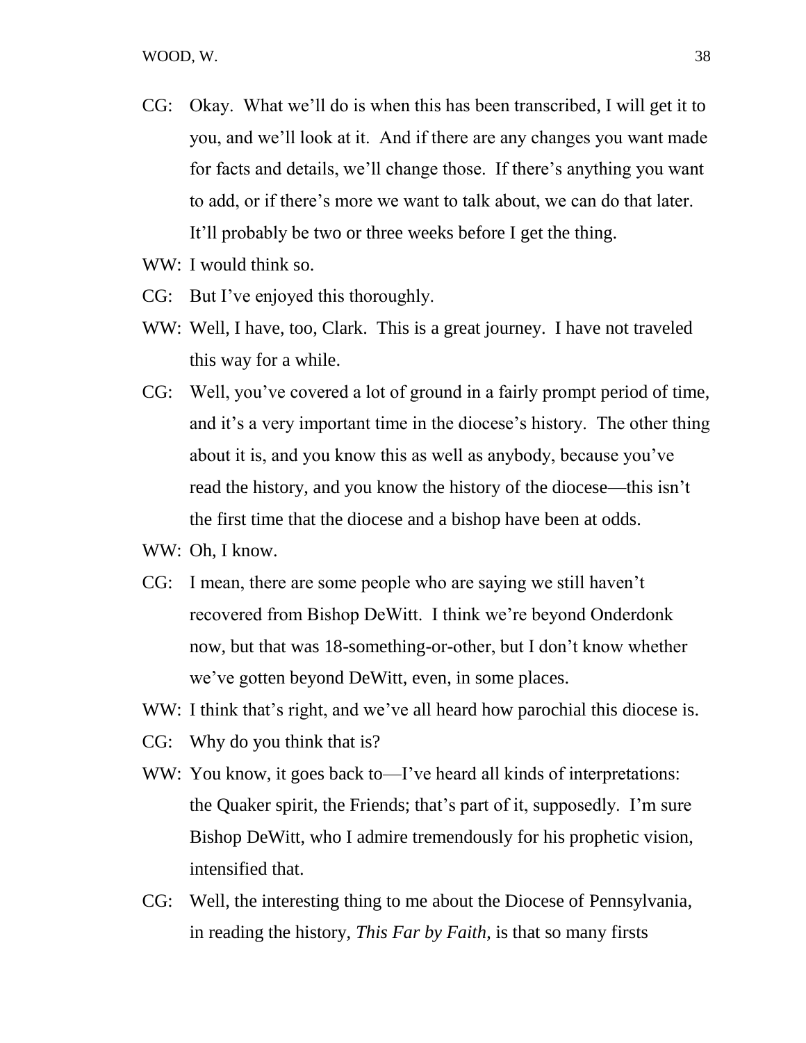CG: Okay. What we'll do is when this has been transcribed, I will get it to you, and we'll look at it. And if there are any changes you want made for facts and details, we'll change those. If there's anything you want to add, or if there's more we want to talk about, we can do that later. It'll probably be two or three weeks before I get the thing.

WW: I would think so.

CG: But I've enjoyed this thoroughly.

WW: Well, I have, too, Clark. This is a great journey. I have not traveled this way for a while.

CG: Well, you've covered a lot of ground in a fairly prompt period of time, and it's a very important time in the diocese's history. The other thing about it is, and you know this as well as anybody, because you've read the history, and you know the history of the diocese—this isn't the first time that the diocese and a bishop have been at odds.

WW: Oh, I know.

CG: I mean, there are some people who are saying we still haven't recovered from Bishop DeWitt. I think we're beyond Onderdonk now, but that was 18-something-or-other, but I don't know whether we've gotten beyond DeWitt, even, in some places.

WW: I think that's right, and we've all heard how parochial this diocese is.

CG: Why do you think that is?

WW: You know, it goes back to—I've heard all kinds of interpretations: the Quaker spirit, the Friends; that's part of it, supposedly. I'm sure Bishop DeWitt, who I admire tremendously for his prophetic vision, intensified that.

CG: Well, the interesting thing to me about the Diocese of Pennsylvania, in reading the history, *This Far by Faith*, is that so many firsts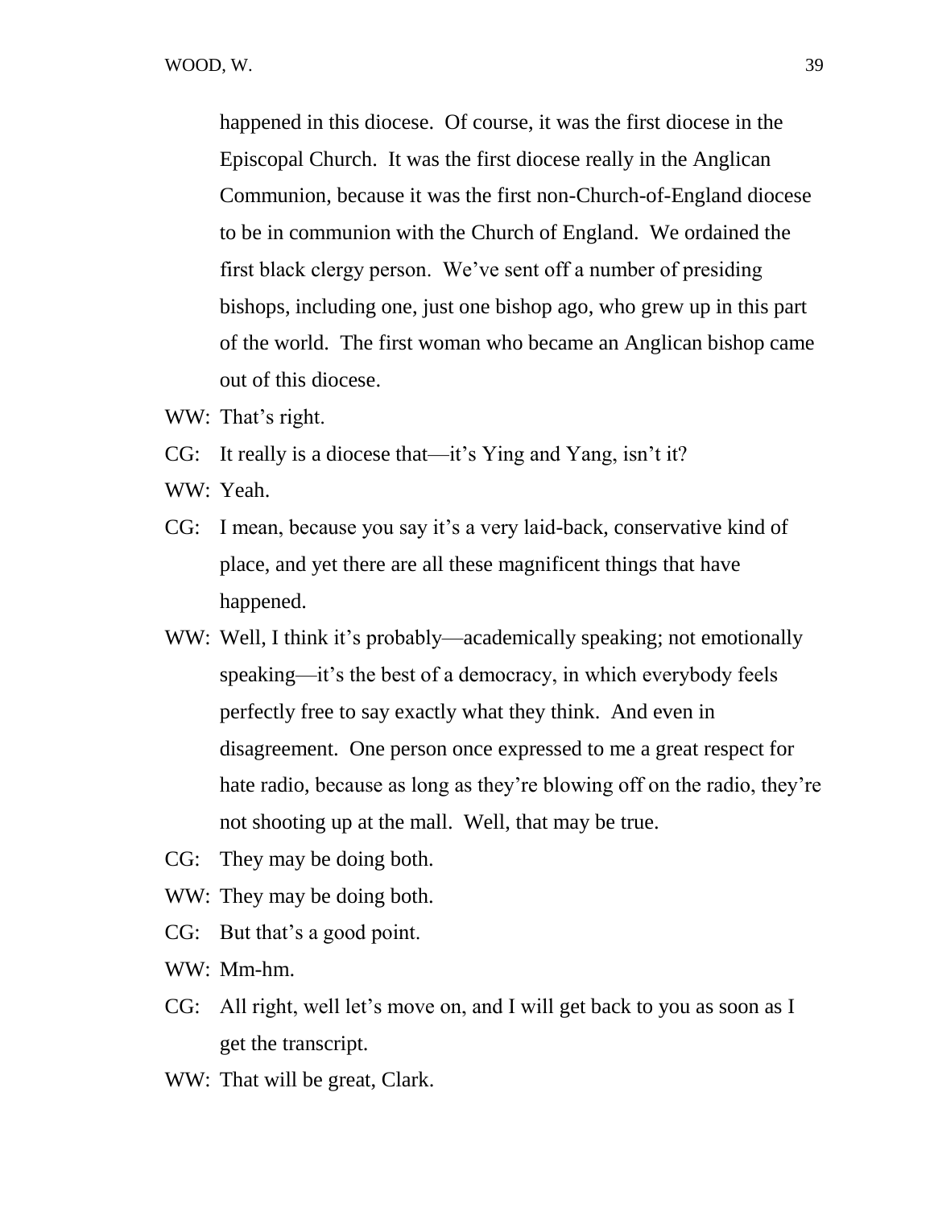happened in this diocese. Of course, it was the first diocese in the Episcopal Church. It was the first diocese really in the Anglican Communion, because it was the first non-Church-of-England diocese to be in communion with the Church of England. We ordained the first black clergy person. We've sent off a number of presiding bishops, including one, just one bishop ago, who grew up in this part of the world. The first woman who became an Anglican bishop came out of this diocese.

WW: That's right.

CG: It really is a diocese that—it's Ying and Yang, isn't it?

WW: Yeah.

CG: I mean, because you say it's a very laid-back, conservative kind of place, and yet there are all these magnificent things that have happened.

WW: Well, I think it's probably—academically speaking; not emotionally speaking—it's the best of a democracy, in which everybody feels perfectly free to say exactly what they think. And even in disagreement. One person once expressed to me a great respect for hate radio, because as long as they're blowing off on the radio, they're not shooting up at the mall. Well, that may be true.

CG: They may be doing both.

WW: They may be doing both.

CG: But that's a good point.

WW: Mm-hm.

CG: All right, well let's move on, and I will get back to you as soon as I get the transcript.

WW: That will be great, Clark.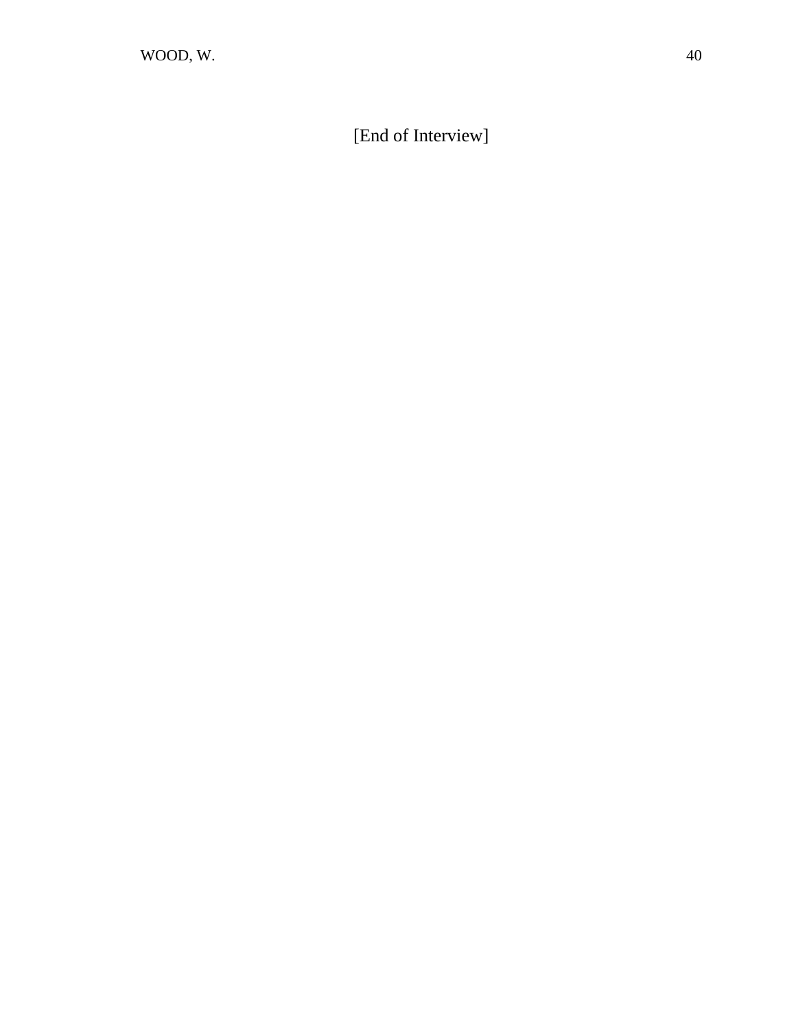[End of Interview]